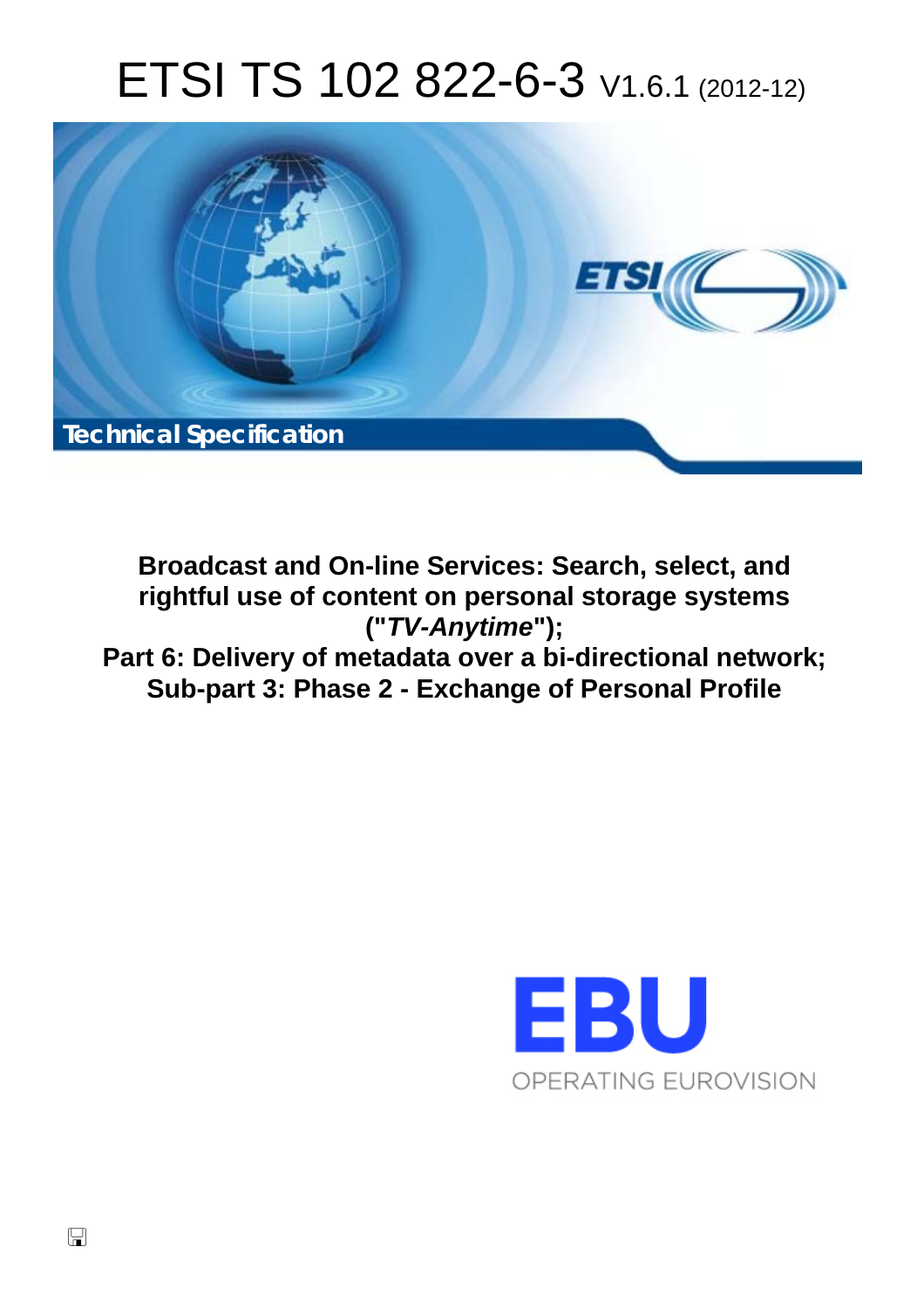# ETSI TS 102 822-6-3 V1.6.1 (2012-12)

*Technical Specification*

**Broadcast and On-line Services: Search, select, and rightful use of content on personal storage systems ("*TV-Anytime*");**
**Part 6: Delivery of metadata over a bi-directional network;**
**Sub-part 3: Phase 2 - Exchange of Personal Profile**

EBU
OPERATING EUROVISION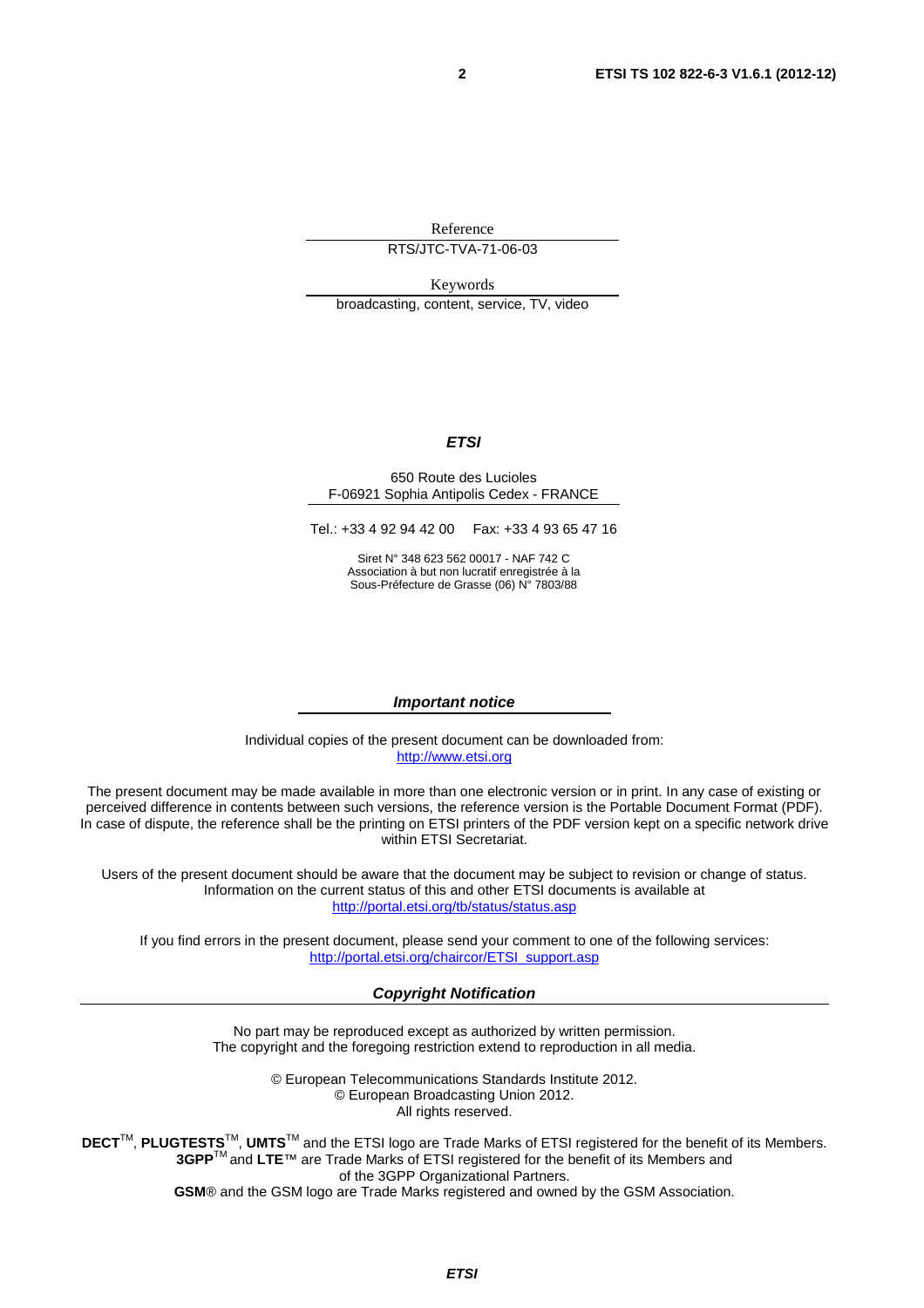Reference

RTS/JTC-TVA-71-06-03

Keywords

broadcasting, content, service, TV, video

***ETSI***

650 Route des Lucioles
F-06921 Sophia Antipolis Cedex - FRANCE

Tel.: +33 4 92 94 42 00 Fax: +33 4 93 65 47 16

Siret N° 348 623 562 00017 - NAF 742 C
Association à but non lucratif enregistrée à la
Sous-Préfecture de Grasse (06) N° 7803/88

***Important notice***

Individual copies of the present document can be downloaded from:
http://www.etsi.org

The present document may be made available in more than one electronic version or in print. In any case of existing or perceived difference in contents between such versions, the reference version is the Portable Document Format (PDF). In case of dispute, the reference shall be the printing on ETSI printers of the PDF version kept on a specific network drive within ETSI Secretariat.

Users of the present document should be aware that the document may be subject to revision or change of status. Information on the current status of this and other ETSI documents is available at
http://portal.etsi.org/tb/status/status.asp

If you find errors in the present document, please send your comment to one of the following services:
http://portal.etsi.org/chaircor/ETSI_support.asp

***Copyright Notification***

No part may be reproduced except as authorized by written permission.
The copyright and the foregoing restriction extend to reproduction in all media.

© European Telecommunications Standards Institute 2012.
© European Broadcasting Union 2012.
All rights reserved.

**DECT**™, **PLUGTESTS**™, **UMTS**™ and the ETSI logo are Trade Marks of ETSI registered for the benefit of its Members.
**3GPP**™ and **LTE**™ are Trade Marks of ETSI registered for the benefit of its Members and of the 3GPP Organizational Partners.
**GSM**® and the GSM logo are Trade Marks registered and owned by the GSM Association.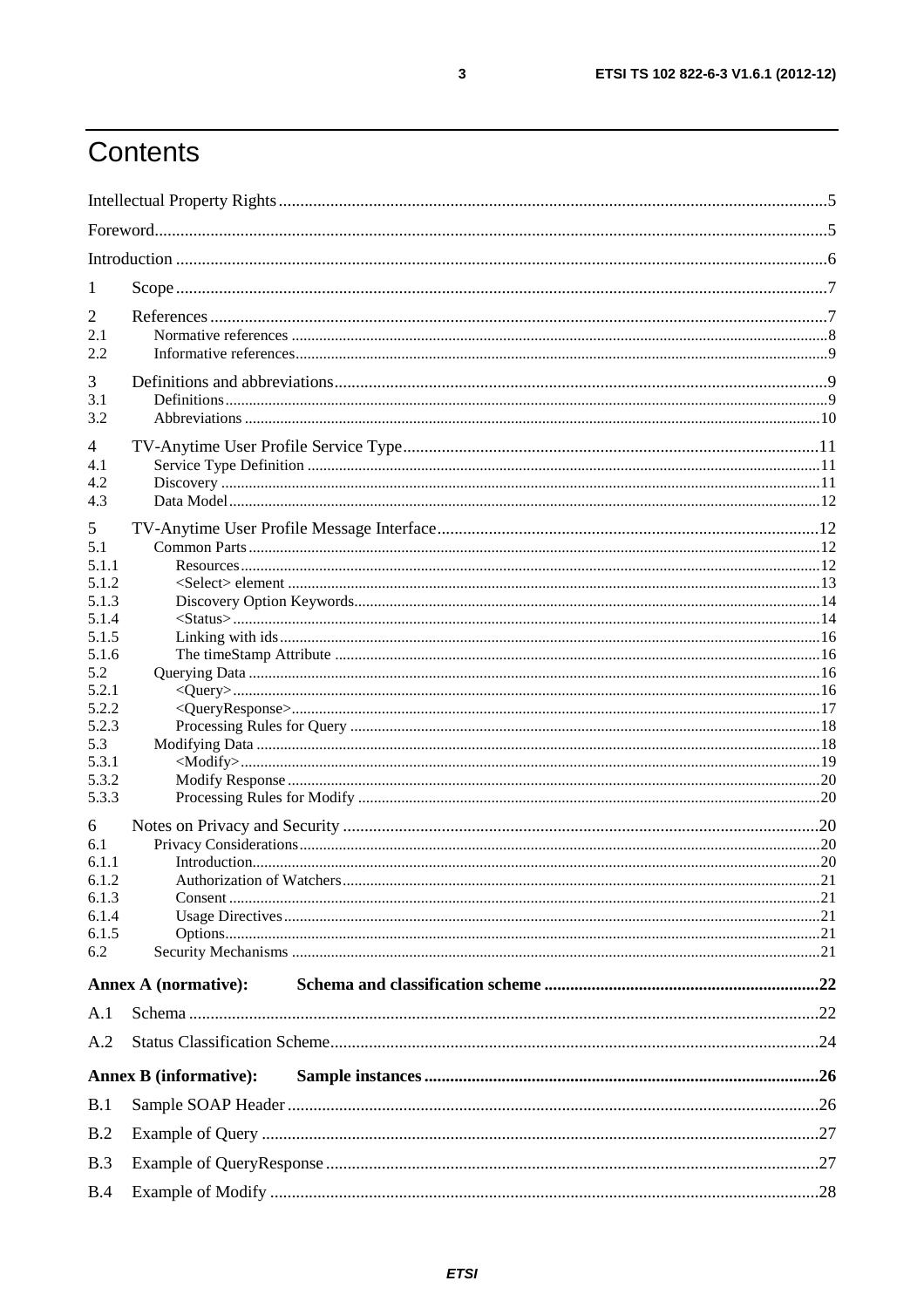# Contents

Intellectual Property Rights ... 5

Foreword ... 5

Introduction ... 6

1 Scope ... 7

2 References ... 7
- 2.1 Normative references ... 8
- 2.2 Informative references ... 9

3 Definitions and abbreviations ... 9
- 3.1 Definitions ... 9
- 3.2 Abbreviations ... 10

4 TV-Anytime User Profile Service Type ... 11
- 4.1 Service Type Definition ... 11
- 4.2 Discovery ... 11
- 4.3 Data Model ... 12

5 TV-Anytime User Profile Message Interface ... 12
- 5.1 Common Parts ... 12
  - 5.1.1 Resources ... 12
  - 5.1.2 <Select> element ... 13
  - 5.1.3 Discovery Option Keywords ... 14
  - 5.1.4 <Status> ... 14
  - 5.1.5 Linking with ids ... 16
  - 5.1.6 The timeStamp Attribute ... 16
- 5.2 Querying Data ... 16
  - 5.2.1 <Query> ... 16
  - 5.2.2 <QueryResponse> ... 17
  - 5.2.3 Processing Rules for Query ... 18
- 5.3 Modifying Data ... 18
  - 5.3.1 <Modify> ... 19
  - 5.3.2 Modify Response ... 20
  - 5.3.3 Processing Rules for Modify ... 20

6 Notes on Privacy and Security ... 20
- 6.1 Privacy Considerations ... 20
  - 6.1.1 Introduction ... 20
  - 6.1.2 Authorization of Watchers ... 21
  - 6.1.3 Consent ... 21
  - 6.1.4 Usage Directives ... 21
  - 6.1.5 Options ... 21
- 6.2 Security Mechanisms ... 21

**Annex A (normative): Schema and classification scheme ... 22**

A.1 Schema ... 22

A.2 Status Classification Scheme ... 24

**Annex B (informative): Sample instances ... 26**

B.1 Sample SOAP Header ... 26

B.2 Example of Query ... 27

B.3 Example of QueryResponse ... 27

B.4 Example of Modify ... 28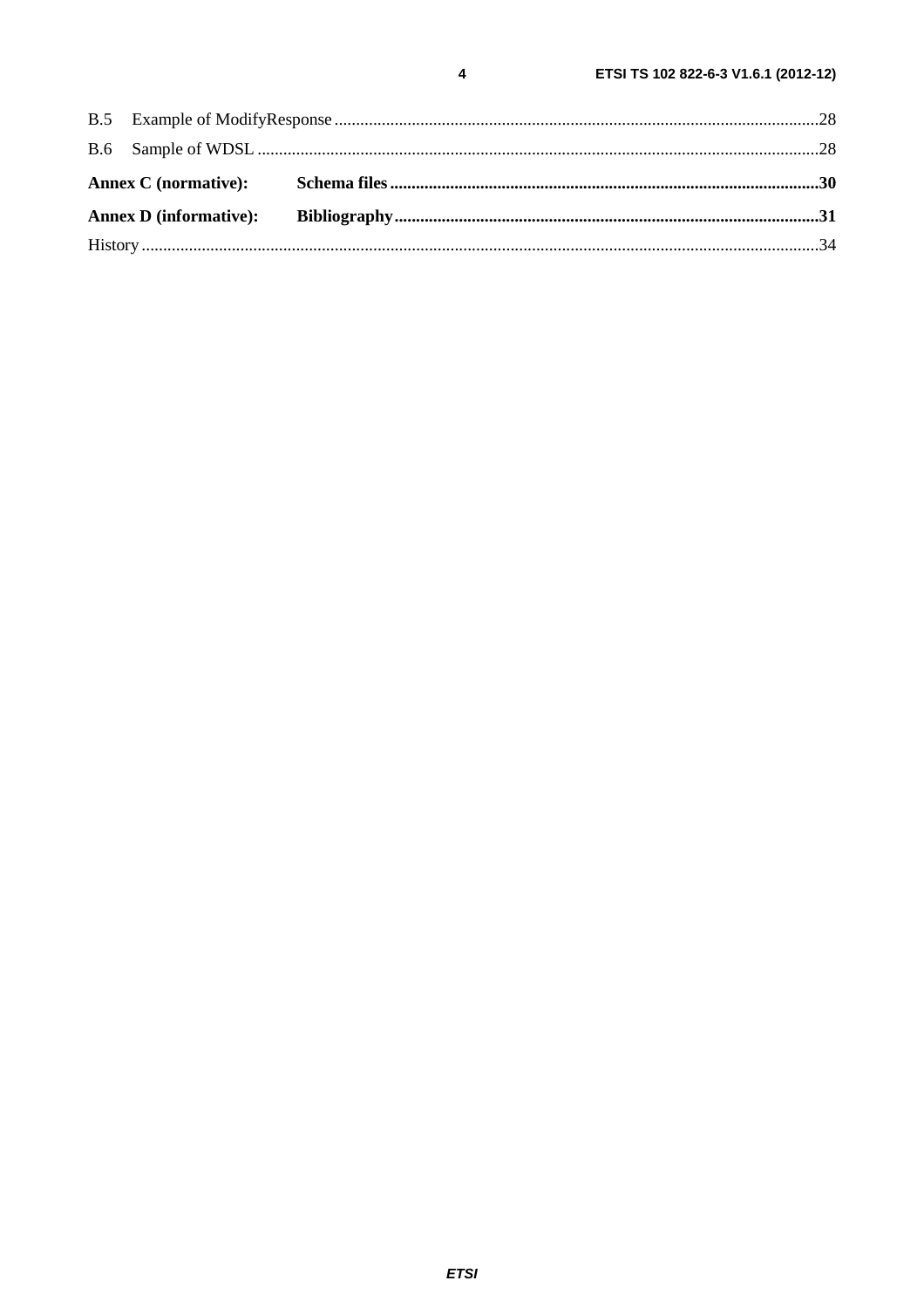B.5 Example of ModifyResponse ........................................................................................................................28

B.6 Sample of WDSL ........................................................................................................................................28

**Annex C (normative): Schema files ...........................................................................................................30**

**Annex D (informative): Bibliography ..........................................................................................................31**

History ...............................................................................................................................................................34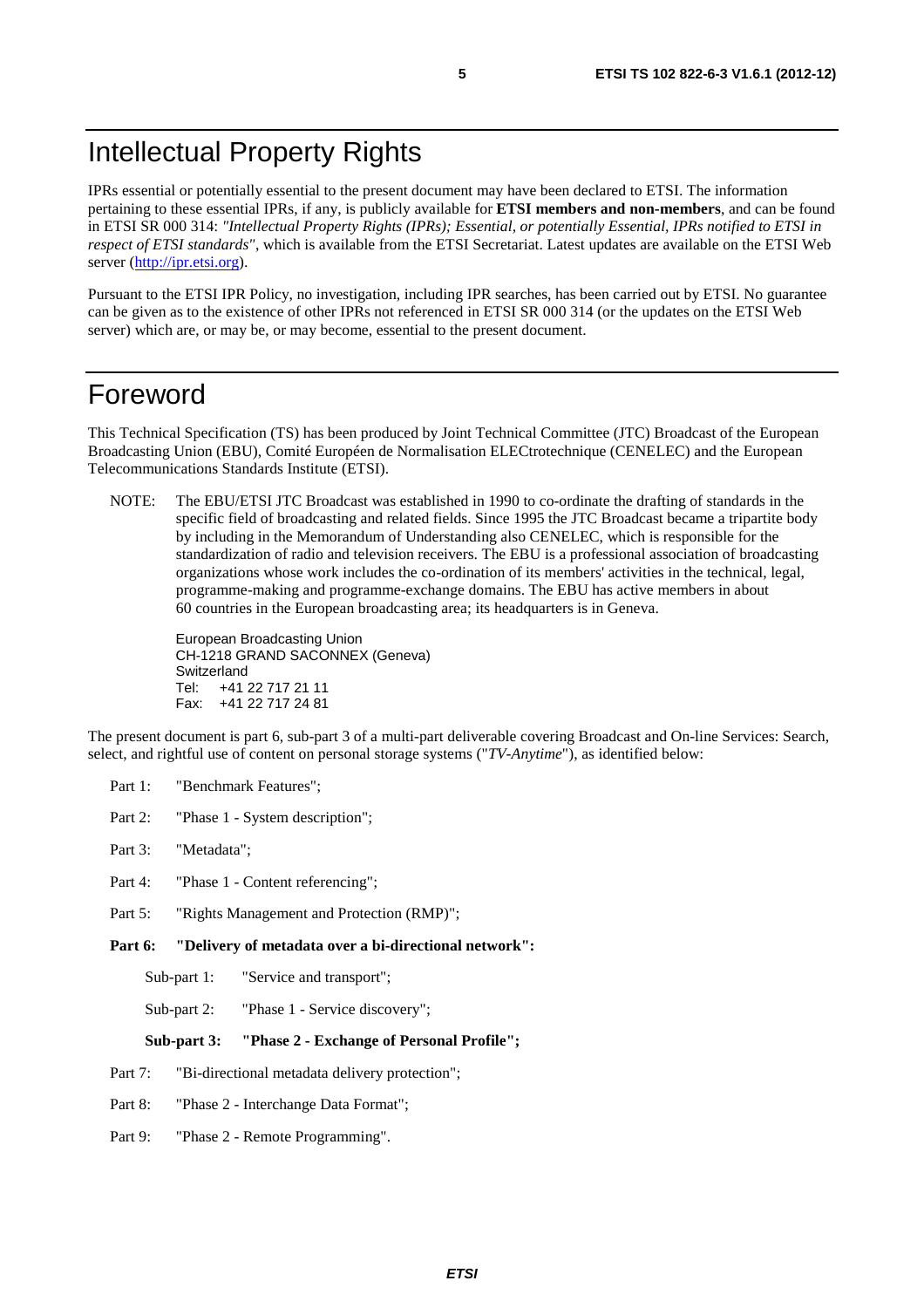# Intellectual Property Rights

IPRs essential or potentially essential to the present document may have been declared to ETSI. The information pertaining to these essential IPRs, if any, is publicly available for **ETSI members and non-members**, and can be found in ETSI SR 000 314: *"Intellectual Property Rights (IPRs); Essential, or potentially Essential, IPRs notified to ETSI in respect of ETSI standards"*, which is available from the ETSI Secretariat. Latest updates are available on the ETSI Web server (http://ipr.etsi.org).

Pursuant to the ETSI IPR Policy, no investigation, including IPR searches, has been carried out by ETSI. No guarantee can be given as to the existence of other IPRs not referenced in ETSI SR 000 314 (or the updates on the ETSI Web server) which are, or may be, or may become, essential to the present document.

# Foreword

This Technical Specification (TS) has been produced by Joint Technical Committee (JTC) Broadcast of the European Broadcasting Union (EBU), Comité Européen de Normalisation ELECtrotechnique (CENELEC) and the European Telecommunications Standards Institute (ETSI).

NOTE: The EBU/ETSI JTC Broadcast was established in 1990 to co-ordinate the drafting of standards in the specific field of broadcasting and related fields. Since 1995 the JTC Broadcast became a tripartite body by including in the Memorandum of Understanding also CENELEC, which is responsible for the standardization of radio and television receivers. The EBU is a professional association of broadcasting organizations whose work includes the co-ordination of its members' activities in the technical, legal, programme-making and programme-exchange domains. The EBU has active members in about 60 countries in the European broadcasting area; its headquarters is in Geneva.

European Broadcasting Union
CH-1218 GRAND SACONNEX (Geneva)
Switzerland
Tel: +41 22 717 21 11
Fax: +41 22 717 24 81

The present document is part 6, sub-part 3 of a multi-part deliverable covering Broadcast and On-line Services: Search, select, and rightful use of content on personal storage systems ("*TV-Anytime*"), as identified below:

- Part 1: "Benchmark Features";
- Part 2: "Phase 1 - System description";
- Part 3: "Metadata";
- Part 4: "Phase 1 - Content referencing";
- Part 5: "Rights Management and Protection (RMP)";
- **Part 6: "Delivery of metadata over a bi-directional network":**
  - Sub-part 1: "Service and transport";
  - Sub-part 2: "Phase 1 - Service discovery";
  - **Sub-part 3: "Phase 2 - Exchange of Personal Profile";**
- Part 7: "Bi-directional metadata delivery protection";
- Part 8: "Phase 2 - Interchange Data Format";
- Part 9: "Phase 2 - Remote Programming".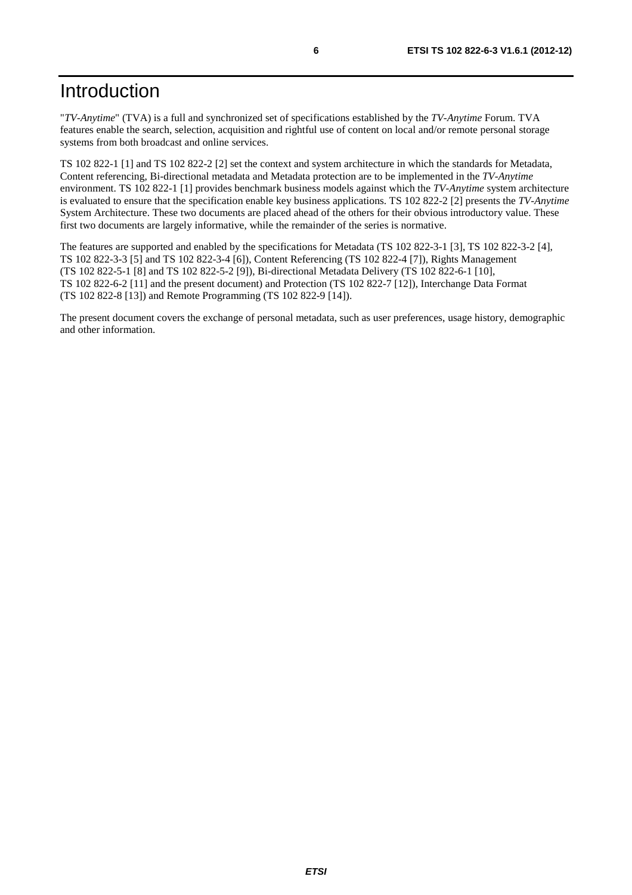# Introduction

"*TV-Anytime*" (TVA) is a full and synchronized set of specifications established by the *TV-Anytime* Forum. TVA features enable the search, selection, acquisition and rightful use of content on local and/or remote personal storage systems from both broadcast and online services.

TS 102 822-1 [1] and TS 102 822-2 [2] set the context and system architecture in which the standards for Metadata, Content referencing, Bi-directional metadata and Metadata protection are to be implemented in the *TV-Anytime* environment. TS 102 822-1 [1] provides benchmark business models against which the *TV-Anytime* system architecture is evaluated to ensure that the specification enable key business applications. TS 102 822-2 [2] presents the *TV-Anytime* System Architecture. These two documents are placed ahead of the others for their obvious introductory value. These first two documents are largely informative, while the remainder of the series is normative.

The features are supported and enabled by the specifications for Metadata (TS 102 822-3-1 [3], TS 102 822-3-2 [4], TS 102 822-3-3 [5] and TS 102 822-3-4 [6]), Content Referencing (TS 102 822-4 [7]), Rights Management (TS 102 822-5-1 [8] and TS 102 822-5-2 [9]), Bi-directional Metadata Delivery (TS 102 822-6-1 [10], TS 102 822-6-2 [11] and the present document) and Protection (TS 102 822-7 [12]), Interchange Data Format (TS 102 822-8 [13]) and Remote Programming (TS 102 822-9 [14]).

The present document covers the exchange of personal metadata, such as user preferences, usage history, demographic and other information.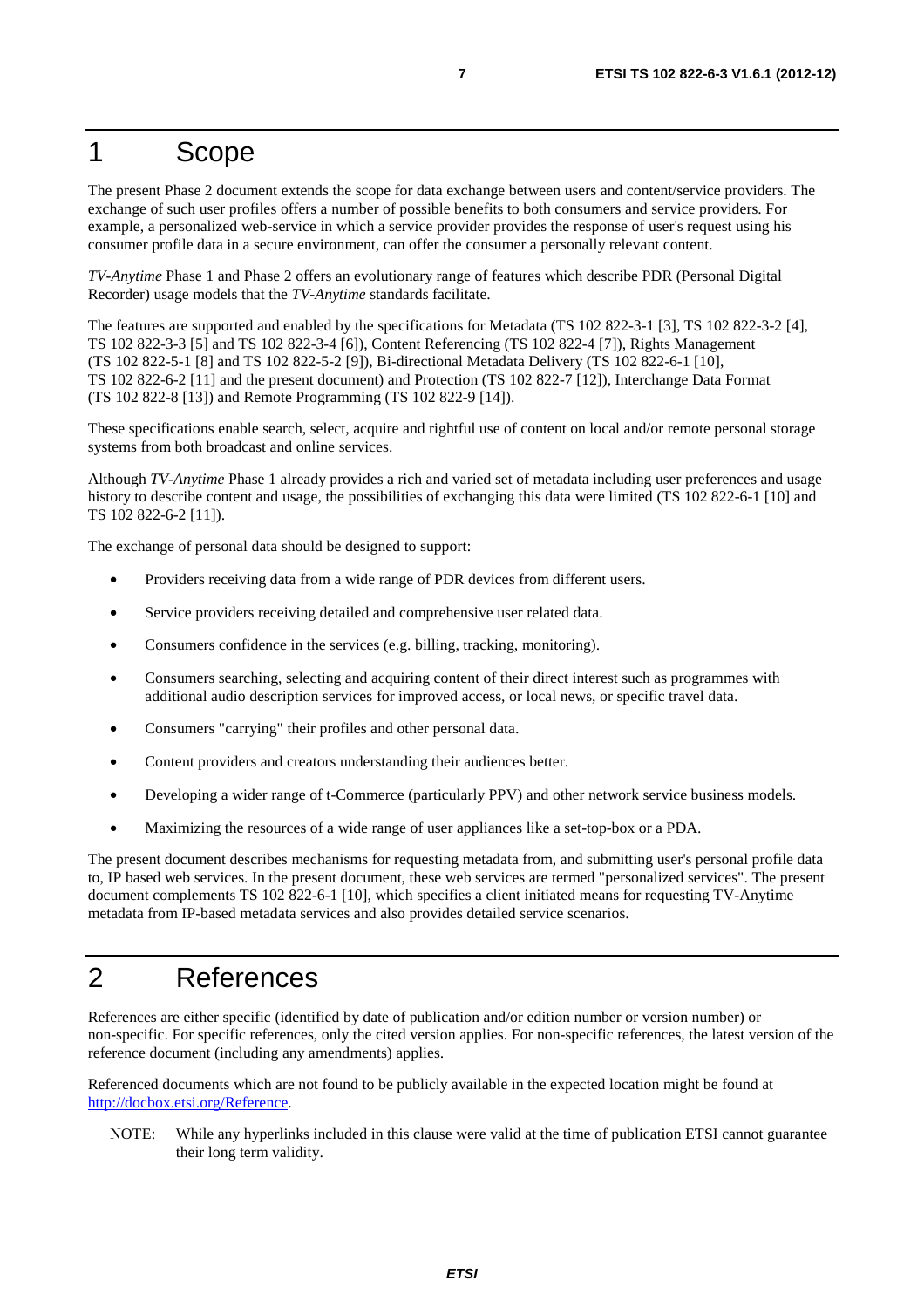# 1 Scope

The present Phase 2 document extends the scope for data exchange between users and content/service providers. The exchange of such user profiles offers a number of possible benefits to both consumers and service providers. For example, a personalized web-service in which a service provider provides the response of user's request using his consumer profile data in a secure environment, can offer the consumer a personally relevant content.

*TV-Anytime* Phase 1 and Phase 2 offers an evolutionary range of features which describe PDR (Personal Digital Recorder) usage models that the *TV-Anytime* standards facilitate.

The features are supported and enabled by the specifications for Metadata (TS 102 822-3-1 [3], TS 102 822-3-2 [4], TS 102 822-3-3 [5] and TS 102 822-3-4 [6]), Content Referencing (TS 102 822-4 [7]), Rights Management (TS 102 822-5-1 [8] and TS 102 822-5-2 [9]), Bi-directional Metadata Delivery (TS 102 822-6-1 [10], TS 102 822-6-2 [11] and the present document) and Protection (TS 102 822-7 [12]), Interchange Data Format (TS 102 822-8 [13]) and Remote Programming (TS 102 822-9 [14]).

These specifications enable search, select, acquire and rightful use of content on local and/or remote personal storage systems from both broadcast and online services.

Although *TV-Anytime* Phase 1 already provides a rich and varied set of metadata including user preferences and usage history to describe content and usage, the possibilities of exchanging this data were limited (TS 102 822-6-1 [10] and TS 102 822-6-2 [11]).

The exchange of personal data should be designed to support:

- Providers receiving data from a wide range of PDR devices from different users.
- Service providers receiving detailed and comprehensive user related data.
- Consumers confidence in the services (e.g. billing, tracking, monitoring).
- Consumers searching, selecting and acquiring content of their direct interest such as programmes with additional audio description services for improved access, or local news, or specific travel data.
- Consumers "carrying" their profiles and other personal data.
- Content providers and creators understanding their audiences better.
- Developing a wider range of t-Commerce (particularly PPV) and other network service business models.
- Maximizing the resources of a wide range of user appliances like a set-top-box or a PDA.

The present document describes mechanisms for requesting metadata from, and submitting user's personal profile data to, IP based web services. In the present document, these web services are termed "personalized services". The present document complements TS 102 822-6-1 [10], which specifies a client initiated means for requesting TV-Anytime metadata from IP-based metadata services and also provides detailed service scenarios.

# 2 References

References are either specific (identified by date of publication and/or edition number or version number) or non-specific. For specific references, only the cited version applies. For non-specific references, the latest version of the reference document (including any amendments) applies.

Referenced documents which are not found to be publicly available in the expected location might be found at http://docbox.etsi.org/Reference.

NOTE: While any hyperlinks included in this clause were valid at the time of publication ETSI cannot guarantee their long term validity.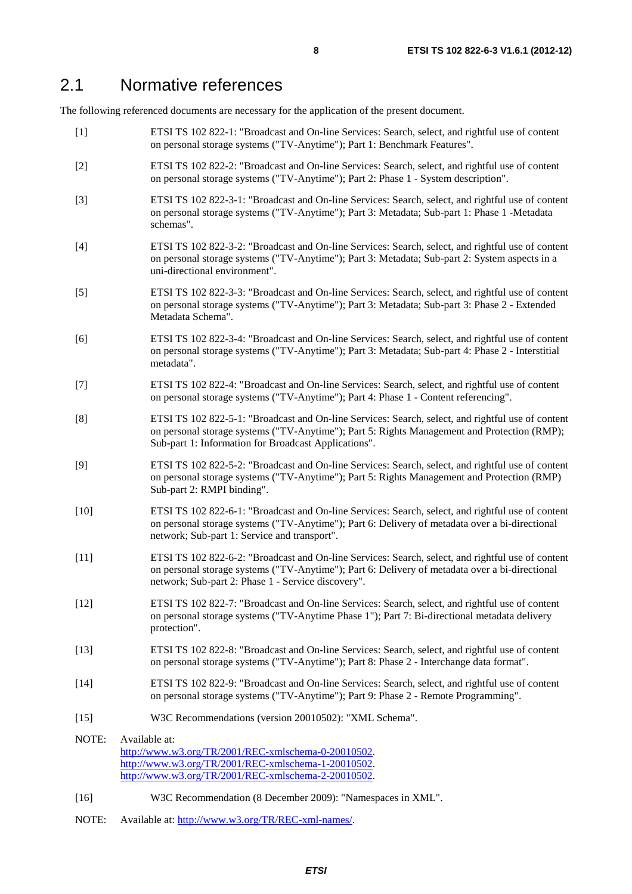## 2.1 Normative references

The following referenced documents are necessary for the application of the present document.

[1] ETSI TS 102 822-1: "Broadcast and On-line Services: Search, select, and rightful use of content on personal storage systems ("TV-Anytime"); Part 1: Benchmark Features".

[2] ETSI TS 102 822-2: "Broadcast and On-line Services: Search, select, and rightful use of content on personal storage systems ("TV-Anytime"); Part 2: Phase 1 - System description".

[3] ETSI TS 102 822-3-1: "Broadcast and On-line Services: Search, select, and rightful use of content on personal storage systems ("TV-Anytime"); Part 3: Metadata; Sub-part 1: Phase 1 -Metadata schemas".

[4] ETSI TS 102 822-3-2: "Broadcast and On-line Services: Search, select, and rightful use of content on personal storage systems ("TV-Anytime"); Part 3: Metadata; Sub-part 2: System aspects in a uni-directional environment".

[5] ETSI TS 102 822-3-3: "Broadcast and On-line Services: Search, select, and rightful use of content on personal storage systems ("TV-Anytime"); Part 3: Metadata; Sub-part 3: Phase 2 - Extended Metadata Schema".

[6] ETSI TS 102 822-3-4: "Broadcast and On-line Services: Search, select, and rightful use of content on personal storage systems ("TV-Anytime"); Part 3: Metadata; Sub-part 4: Phase 2 - Interstitial metadata".

[7] ETSI TS 102 822-4: "Broadcast and On-line Services: Search, select, and rightful use of content on personal storage systems ("TV-Anytime"); Part 4: Phase 1 - Content referencing".

[8] ETSI TS 102 822-5-1: "Broadcast and On-line Services: Search, select, and rightful use of content on personal storage systems ("TV-Anytime"); Part 5: Rights Management and Protection (RMP); Sub-part 1: Information for Broadcast Applications".

[9] ETSI TS 102 822-5-2: "Broadcast and On-line Services: Search, select, and rightful use of content on personal storage systems ("TV-Anytime"); Part 5: Rights Management and Protection (RMP) Sub-part 2: RMPI binding".

[10] ETSI TS 102 822-6-1: "Broadcast and On-line Services: Search, select, and rightful use of content on personal storage systems ("TV-Anytime"); Part 6: Delivery of metadata over a bi-directional network; Sub-part 1: Service and transport".

[11] ETSI TS 102 822-6-2: "Broadcast and On-line Services: Search, select, and rightful use of content on personal storage systems ("TV-Anytime"); Part 6: Delivery of metadata over a bi-directional network; Sub-part 2: Phase 1 - Service discovery".

[12] ETSI TS 102 822-7: "Broadcast and On-line Services: Search, select, and rightful use of content on personal storage systems ("TV-Anytime Phase 1"); Part 7: Bi-directional metadata delivery protection".

[13] ETSI TS 102 822-8: "Broadcast and On-line Services: Search, select, and rightful use of content on personal storage systems ("TV-Anytime"); Part 8: Phase 2 - Interchange data format".

[14] ETSI TS 102 822-9: "Broadcast and On-line Services: Search, select, and rightful use of content on personal storage systems ("TV-Anytime"); Part 9: Phase 2 - Remote Programming".

[15] W3C Recommendations (version 20010502): "XML Schema".

NOTE: Available at:
http://www.w3.org/TR/2001/REC-xmlschema-0-20010502.
http://www.w3.org/TR/2001/REC-xmlschema-1-20010502.
http://www.w3.org/TR/2001/REC-xmlschema-2-20010502.

[16] W3C Recommendation (8 December 2009): "Namespaces in XML".

NOTE: Available at: http://www.w3.org/TR/REC-xml-names/.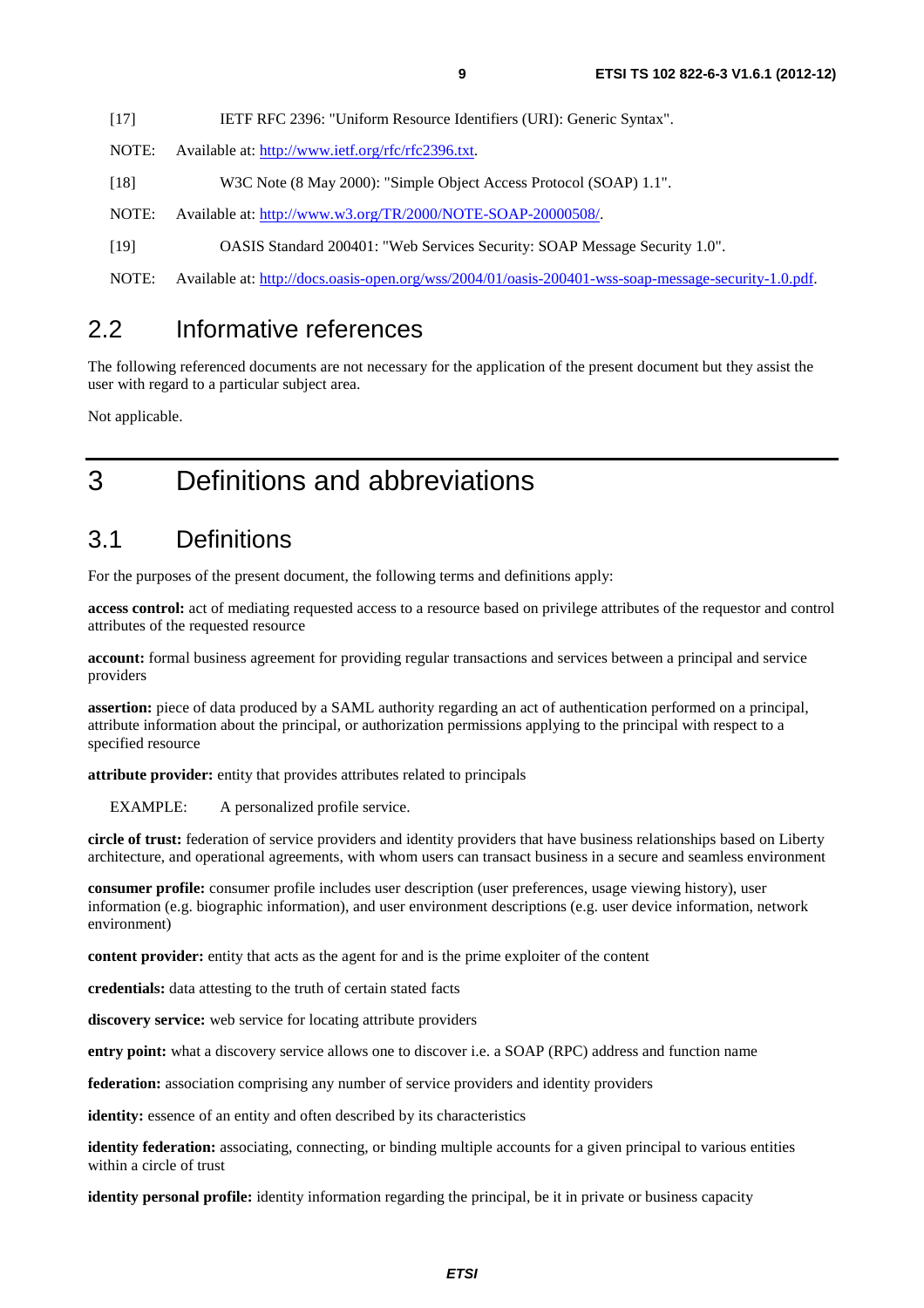[17] IETF RFC 2396: "Uniform Resource Identifiers (URI): Generic Syntax".

NOTE: Available at: http://www.ietf.org/rfc/rfc2396.txt.

[18] W3C Note (8 May 2000): "Simple Object Access Protocol (SOAP) 1.1".

NOTE: Available at: http://www.w3.org/TR/2000/NOTE-SOAP-20000508/.

[19] OASIS Standard 200401: "Web Services Security: SOAP Message Security 1.0".

NOTE: Available at: http://docs.oasis-open.org/wss/2004/01/oasis-200401-wss-soap-message-security-1.0.pdf.

## 2.2 Informative references

The following referenced documents are not necessary for the application of the present document but they assist the user with regard to a particular subject area.

Not applicable.

# 3 Definitions and abbreviations

## 3.1 Definitions

For the purposes of the present document, the following terms and definitions apply:

**access control:** act of mediating requested access to a resource based on privilege attributes of the requestor and control attributes of the requested resource

**account:** formal business agreement for providing regular transactions and services between a principal and service providers

**assertion:** piece of data produced by a SAML authority regarding an act of authentication performed on a principal, attribute information about the principal, or authorization permissions applying to the principal with respect to a specified resource

**attribute provider:** entity that provides attributes related to principals

EXAMPLE: A personalized profile service.

**circle of trust:** federation of service providers and identity providers that have business relationships based on Liberty architecture, and operational agreements, with whom users can transact business in a secure and seamless environment

**consumer profile:** consumer profile includes user description (user preferences, usage viewing history), user information (e.g. biographic information), and user environment descriptions (e.g. user device information, network environment)

**content provider:** entity that acts as the agent for and is the prime exploiter of the content

**credentials:** data attesting to the truth of certain stated facts

**discovery service:** web service for locating attribute providers

**entry point:** what a discovery service allows one to discover i.e. a SOAP (RPC) address and function name

**federation:** association comprising any number of service providers and identity providers

**identity:** essence of an entity and often described by its characteristics

**identity federation:** associating, connecting, or binding multiple accounts for a given principal to various entities within a circle of trust

**identity personal profile:** identity information regarding the principal, be it in private or business capacity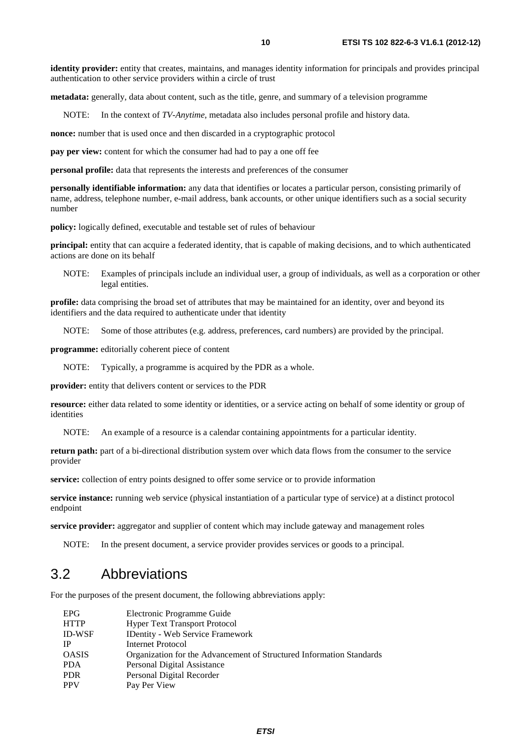**identity provider:** entity that creates, maintains, and manages identity information for principals and provides principal authentication to other service providers within a circle of trust

**metadata:** generally, data about content, such as the title, genre, and summary of a television programme

NOTE: In the context of *TV-Anytime*, metadata also includes personal profile and history data.

**nonce:** number that is used once and then discarded in a cryptographic protocol

**pay per view:** content for which the consumer had had to pay a one off fee

**personal profile:** data that represents the interests and preferences of the consumer

**personally identifiable information:** any data that identifies or locates a particular person, consisting primarily of name, address, telephone number, e-mail address, bank accounts, or other unique identifiers such as a social security number

**policy:** logically defined, executable and testable set of rules of behaviour

**principal:** entity that can acquire a federated identity, that is capable of making decisions, and to which authenticated actions are done on its behalf

NOTE: Examples of principals include an individual user, a group of individuals, as well as a corporation or other legal entities.

**profile:** data comprising the broad set of attributes that may be maintained for an identity, over and beyond its identifiers and the data required to authenticate under that identity

NOTE: Some of those attributes (e.g. address, preferences, card numbers) are provided by the principal.

**programme:** editorially coherent piece of content

NOTE: Typically, a programme is acquired by the PDR as a whole.

**provider:** entity that delivers content or services to the PDR

**resource:** either data related to some identity or identities, or a service acting on behalf of some identity or group of identities

NOTE: An example of a resource is a calendar containing appointments for a particular identity.

**return path:** part of a bi-directional distribution system over which data flows from the consumer to the service provider

**service:** collection of entry points designed to offer some service or to provide information

**service instance:** running web service (physical instantiation of a particular type of service) at a distinct protocol endpoint

**service provider:** aggregator and supplier of content which may include gateway and management roles

NOTE: In the present document, a service provider provides services or goods to a principal.

## 3.2 Abbreviations

For the purposes of the present document, the following abbreviations apply:

| | |
|---|---|
| EPG | Electronic Programme Guide |
| HTTP | Hyper Text Transport Protocol |
| ID-WSF | IDentity - Web Service Framework |
| IP | Internet Protocol |
| OASIS | Organization for the Advancement of Structured Information Standards |
| PDA | Personal Digital Assistance |
| PDR | Personal Digital Recorder |
| PPV | Pay Per View |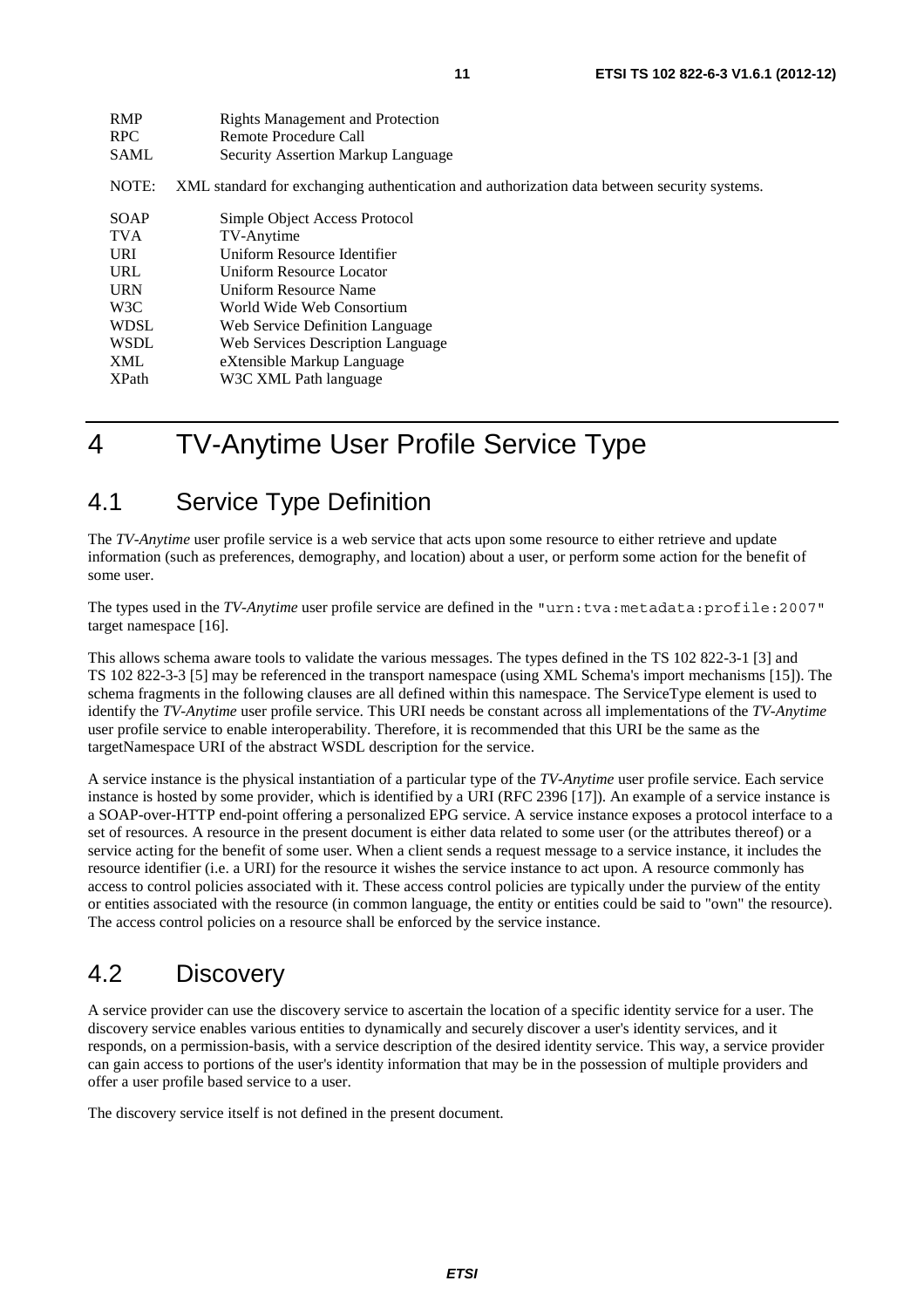| | |
|---|---|
| RMP | Rights Management and Protection |
| RPC | Remote Procedure Call |
| SAML | Security Assertion Markup Language |

NOTE: XML standard for exchanging authentication and authorization data between security systems.

| | |
|---|---|
| SOAP | Simple Object Access Protocol |
| TVA | TV-Anytime |
| URI | Uniform Resource Identifier |
| URL | Uniform Resource Locator |
| URN | Uniform Resource Name |
| W3C | World Wide Web Consortium |
| WDSL | Web Service Definition Language |
| WSDL | Web Services Description Language |
| XML | eXtensible Markup Language |
| XPath | W3C XML Path language |

# 4 TV-Anytime User Profile Service Type

## 4.1 Service Type Definition

The *TV-Anytime* user profile service is a web service that acts upon some resource to either retrieve and update information (such as preferences, demography, and location) about a user, or perform some action for the benefit of some user.

The types used in the *TV-Anytime* user profile service are defined in the `"urn:tva:metadata:profile:2007"` target namespace [16].

This allows schema aware tools to validate the various messages. The types defined in the TS 102 822-3-1 [3] and TS 102 822-3-3 [5] may be referenced in the transport namespace (using XML Schema's import mechanisms [15]). The schema fragments in the following clauses are all defined within this namespace. The ServiceType element is used to identify the *TV-Anytime* user profile service. This URI needs be constant across all implementations of the *TV-Anytime* user profile service to enable interoperability. Therefore, it is recommended that this URI be the same as the targetNamespace URI of the abstract WSDL description for the service.

A service instance is the physical instantiation of a particular type of the *TV-Anytime* user profile service. Each service instance is hosted by some provider, which is identified by a URI (RFC 2396 [17]). An example of a service instance is a SOAP-over-HTTP end-point offering a personalized EPG service. A service instance exposes a protocol interface to a set of resources. A resource in the present document is either data related to some user (or the attributes thereof) or a service acting for the benefit of some user. When a client sends a request message to a service instance, it includes the resource identifier (i.e. a URI) for the resource it wishes the service instance to act upon. A resource commonly has access to control policies associated with it. These access control policies are typically under the purview of the entity or entities associated with the resource (in common language, the entity or entities could be said to "own" the resource). The access control policies on a resource shall be enforced by the service instance.

## 4.2 Discovery

A service provider can use the discovery service to ascertain the location of a specific identity service for a user. The discovery service enables various entities to dynamically and securely discover a user's identity services, and it responds, on a permission-basis, with a service description of the desired identity service. This way, a service provider can gain access to portions of the user's identity information that may be in the possession of multiple providers and offer a user profile based service to a user.

The discovery service itself is not defined in the present document.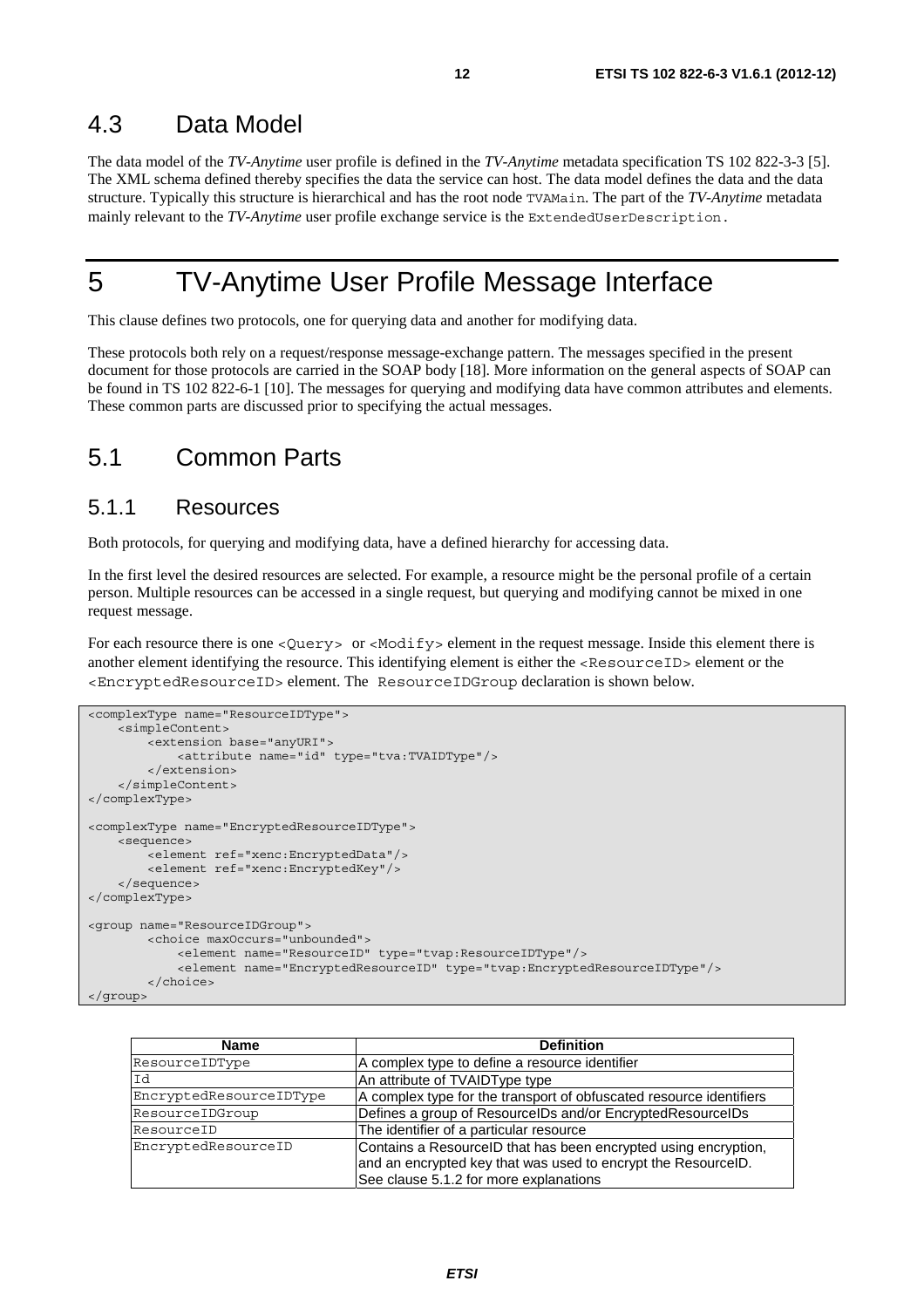## 4.3 Data Model

The data model of the *TV-Anytime* user profile is defined in the *TV-Anytime* metadata specification TS 102 822-3-3 [5]. The XML schema defined thereby specifies the data the service can host. The data model defines the data and the data structure. Typically this structure is hierarchical and has the root node `TVAMain`. The part of the *TV-Anytime* metadata mainly relevant to the *TV-Anytime* user profile exchange service is the `ExtendedUserDescription`.

# 5 TV-Anytime User Profile Message Interface

This clause defines two protocols, one for querying data and another for modifying data.

These protocols both rely on a request/response message-exchange pattern. The messages specified in the present document for those protocols are carried in the SOAP body [18]. More information on the general aspects of SOAP can be found in TS 102 822-6-1 [10]. The messages for querying and modifying data have common attributes and elements. These common parts are discussed prior to specifying the actual messages.

## 5.1 Common Parts

### 5.1.1 Resources

Both protocols, for querying and modifying data, have a defined hierarchy for accessing data.

In the first level the desired resources are selected. For example, a resource might be the personal profile of a certain person. Multiple resources can be accessed in a single request, but querying and modifying cannot be mixed in one request message.

For each resource there is one `<Query>` or `<Modify>` element in the request message. Inside this element there is another element identifying the resource. This identifying element is either the `<ResourceID>` element or the `<EncryptedResourceID>` element. The `ResourceIDGroup` declaration is shown below.

```
<complexType name="ResourceIDType">
    <simpleContent>
        <extension base="anyURI">
            <attribute name="id" type="tva:TVAIDType"/>
        </extension>
    </simpleContent>
</complexType>

<complexType name="EncryptedResourceIDType">
    <sequence>
        <element ref="xenc:EncryptedData"/>
        <element ref="xenc:EncryptedKey"/>
    </sequence>
</complexType>

<group name="ResourceIDGroup">
        <choice maxOccurs="unbounded">
            <element name="ResourceID" type="tvap:ResourceIDType"/>
            <element name="EncryptedResourceID" type="tvap:EncryptedResourceIDType"/>
        </choice>
</group>
```

| Name | Definition |
|---|---|
| `ResourceIDType` | A complex type to define a resource identifier |
| `Id` | An attribute of TVAIDType type |
| `EncryptedResourceIDType` | A complex type for the transport of obfuscated resource identifiers |
| `ResourceIDGroup` | Defines a group of ResourceIDs and/or EncryptedResourceIDs |
| `ResourceID` | The identifier of a particular resource |
| `EncryptedResourceID` | Contains a ResourceID that has been encrypted using encryption, and an encrypted key that was used to encrypt the ResourceID. See clause 5.1.2 for more explanations |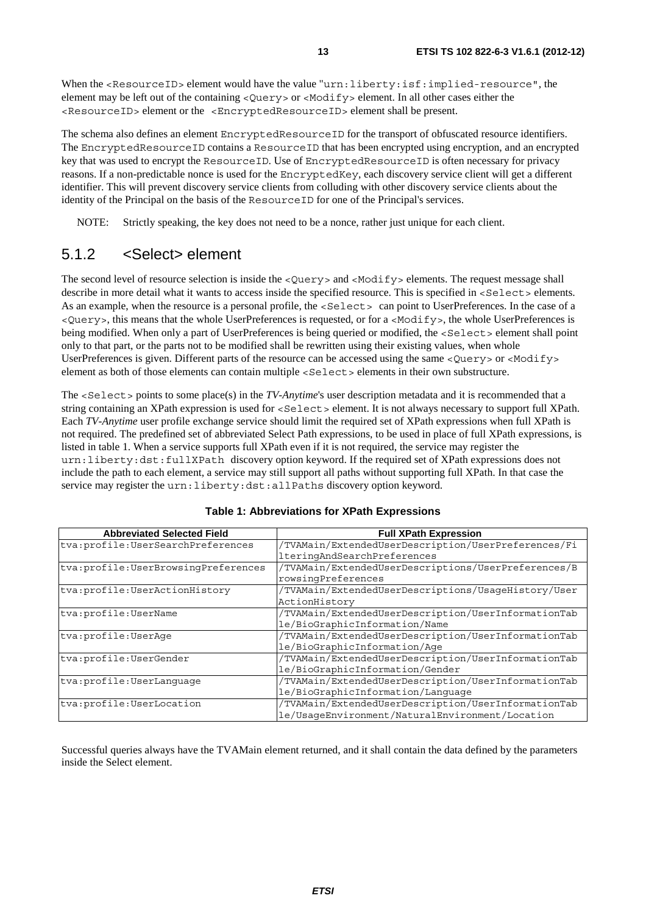When the <ResourceID> element would have the value "urn:liberty:isf:implied-resource", the element may be left out of the containing <Query> or <Modify> element. In all other cases either the <ResourceID> element or the <EncryptedResourceID> element shall be present.

The schema also defines an element EncryptedResourceID for the transport of obfuscated resource identifiers. The EncryptedResourceID contains a ResourceID that has been encrypted using encryption, and an encrypted key that was used to encrypt the ResourceID. Use of EncryptedResourceID is often necessary for privacy reasons. If a non-predictable nonce is used for the EncryptedKey, each discovery service client will get a different identifier. This will prevent discovery service clients from colluding with other discovery service clients about the identity of the Principal on the basis of the ResourceID for one of the Principal's services.

NOTE: Strictly speaking, the key does not need to be a nonce, rather just unique for each client.

### 5.1.2 <Select> element

The second level of resource selection is inside the <Query> and <Modify> elements. The request message shall describe in more detail what it wants to access inside the specified resource. This is specified in <Select> elements. As an example, when the resource is a personal profile, the <Select> can point to UserPreferences. In the case of a <Query>, this means that the whole UserPreferences is requested, or for a <Modify>, the whole UserPreferences is being modified. When only a part of UserPreferences is being queried or modified, the <Select> element shall point only to that part, or the parts not to be modified shall be rewritten using their existing values, when whole UserPreferences is given. Different parts of the resource can be accessed using the same <Query> or <Modify> element as both of those elements can contain multiple <Select> elements in their own substructure.

The <Select> points to some place(s) in the *TV-Anytime*'s user description metadata and it is recommended that a string containing an XPath expression is used for <Select> element. It is not always necessary to support full XPath. Each *TV-Anytime* user profile exchange service should limit the required set of XPath expressions when full XPath is not required. The predefined set of abbreviated Select Path expressions, to be used in place of full XPath expressions, is listed in table 1. When a service supports full XPath even if it is not required, the service may register the urn:liberty:dst:fullXPath discovery option keyword. If the required set of XPath expressions does not include the path to each element, a service may still support all paths without supporting full XPath. In that case the service may register the urn:liberty:dst:allPaths discovery option keyword.

**Table 1: Abbreviations for XPath Expressions**

| Abbreviated Selected Field | Full XPath Expression |
|---|---|
| tva:profile:UserSearchPreferences | /TVAMain/ExtendedUserDescription/UserPreferences/FilteringAndSearchPreferences |
| tva:profile:UserBrowsingPreferences | /TVAMain/ExtendedUserDescriptions/UserPreferences/BrowsingPreferences |
| tva:profile:UserActionHistory | /TVAMain/ExtendedUserDescriptions/UsageHistory/UserActionHistory |
| tva:profile:UserName | /TVAMain/ExtendedUserDescription/UserInformationTable/BioGraphicInformation/Name |
| tva:profile:UserAge | /TVAMain/ExtendedUserDescription/UserInformationTable/BioGraphicInformation/Age |
| tva:profile:UserGender | /TVAMain/ExtendedUserDescription/UserInformationTable/BioGraphicInformation/Gender |
| tva:profile:UserLanguage | /TVAMain/ExtendedUserDescription/UserInformationTable/BioGraphicInformation/Language |
| tva:profile:UserLocation | /TVAMain/ExtendedUserDescription/UserInformationTable/UsageEnvironment/NaturalEnvironment/Location |

Successful queries always have the TVAMain element returned, and it shall contain the data defined by the parameters inside the Select element.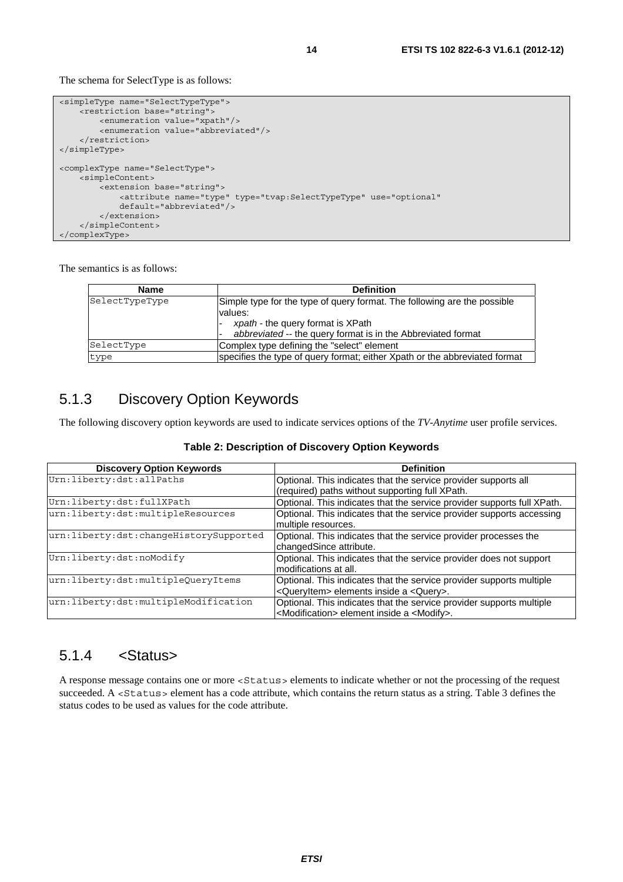The schema for SelectType is as follows:

```
<simpleType name="SelectTypeType">
    <restriction base="string">
        <enumeration value="xpath"/>
        <enumeration value="abbreviated"/>
    </restriction>
</simpleType>

<complexType name="SelectType">
    <simpleContent>
        <extension base="string">
            <attribute name="type" type="tvap:SelectTypeType" use="optional"
            default="abbreviated"/>
        </extension>
    </simpleContent>
</complexType>
```

The semantics is as follows:

| Name | Definition |
| --- | --- |
| SelectTypeType | Simple type for the type of query format. The following are the possible values:<br>- *xpath* - the query format is XPath<br>- *abbreviated* -- the query format is in the Abbreviated format |
| SelectType | Complex type defining the "select" element |
| type | specifies the type of query format; either Xpath or the abbreviated format |

## 5.1.3 Discovery Option Keywords

The following discovery option keywords are used to indicate services options of the *TV-Anytime* user profile services.

**Table 2: Description of Discovery Option Keywords**

| Discovery Option Keywords | Definition |
| --- | --- |
| Urn:liberty:dst:allPaths | Optional. This indicates that the service provider supports all (required) paths without supporting full XPath. |
| Urn:liberty:dst:fullXPath | Optional. This indicates that the service provider supports full XPath. |
| urn:liberty:dst:multipleResources | Optional. This indicates that the service provider supports accessing multiple resources. |
| urn:liberty:dst:changeHistorySupported | Optional. This indicates that the service provider processes the changedSince attribute. |
| Urn:liberty:dst:noModify | Optional. This indicates that the service provider does not support modifications at all. |
| urn:liberty:dst:multipleQueryItems | Optional. This indicates that the service provider supports multiple <QueryItem> elements inside a <Query>. |
| urn:liberty:dst:multipleModification | Optional. This indicates that the service provider supports multiple <Modification> element inside a <Modify>. |

## 5.1.4 <Status>

A response message contains one or more <Status> elements to indicate whether or not the processing of the request succeeded. A <Status> element has a code attribute, which contains the return status as a string. Table 3 defines the status codes to be used as values for the code attribute.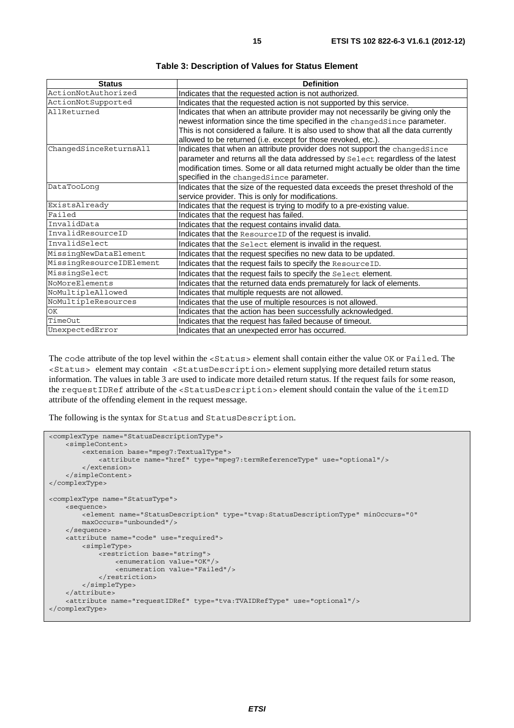**Table 3: Description of Values for Status Element**

| Status | Definition |
|---|---|
| ActionNotAuthorized | Indicates that the requested action is not authorized. |
| ActionNotSupported | Indicates that the requested action is not supported by this service. |
| AllReturned | Indicates that when an attribute provider may not necessarily be giving only the newest information since the time specified in the changedSince parameter. This is not considered a failure. It is also used to show that all the data currently allowed to be returned (i.e. except for those revoked, etc.). |
| ChangedSinceReturnsAll | Indicates that when an attribute provider does not support the changedSince parameter and returns all the data addressed by Select regardless of the latest modification times. Some or all data returned might actually be older than the time specified in the changedSince parameter. |
| DataTooLong | Indicates that the size of the requested data exceeds the preset threshold of the service provider. This is only for modifications. |
| ExistsAlready | Indicates that the request is trying to modify to a pre-existing value. |
| Failed | Indicates that the request has failed. |
| InvalidData | Indicates that the request contains invalid data. |
| InvalidResourceID | Indicates that the ResourceID of the request is invalid. |
| InvalidSelect | Indicates that the Select element is invalid in the request. |
| MissingNewDataElement | Indicates that the request specifies no new data to be updated. |
| MissingResourceIDElement | Indicates that the request fails to specify the ResourceID. |
| MissingSelect | Indicates that the request fails to specify the Select element. |
| NoMoreElements | Indicates that the returned data ends prematurely for lack of elements. |
| NoMultipleAllowed | Indicates that multiple requests are not allowed. |
| NoMultipleResources | Indicates that the use of multiple resources is not allowed. |
| OK | Indicates that the action has been successfully acknowledged. |
| TimeOut | Indicates that the request has failed because of timeout. |
| UnexpectedError | Indicates that an unexpected error has occurred. |

The code attribute of the top level within the <Status> element shall contain either the value OK or Failed. The <Status> element may contain <StatusDescription> element supplying more detailed return status information. The values in table 3 are used to indicate more detailed return status. If the request fails for some reason, the requestIDRef attribute of the <StatusDescription> element should contain the value of the itemID attribute of the offending element in the request message.

The following is the syntax for Status and StatusDescription.

```
<complexType name="StatusDescriptionType">
    <simpleContent>
        <extension base="mpeg7:TextualType">
            <attribute name="href" type="mpeg7:termReferenceType" use="optional"/>
        </extension>
    </simpleContent>
</complexType>

<complexType name="StatusType">
    <sequence>
        <element name="StatusDescription" type="tvap:StatusDescriptionType" minOccurs="0"
        maxOccurs="unbounded"/>
    </sequence>
    <attribute name="code" use="required">
        <simpleType>
            <restriction base="string">
                <enumeration value="OK"/>
                <enumeration value="Failed"/>
            </restriction>
        </simpleType>
    </attribute>
    <attribute name="requestIDRef" type="tva:TVAIDRefType" use="optional"/>
</complexType>
```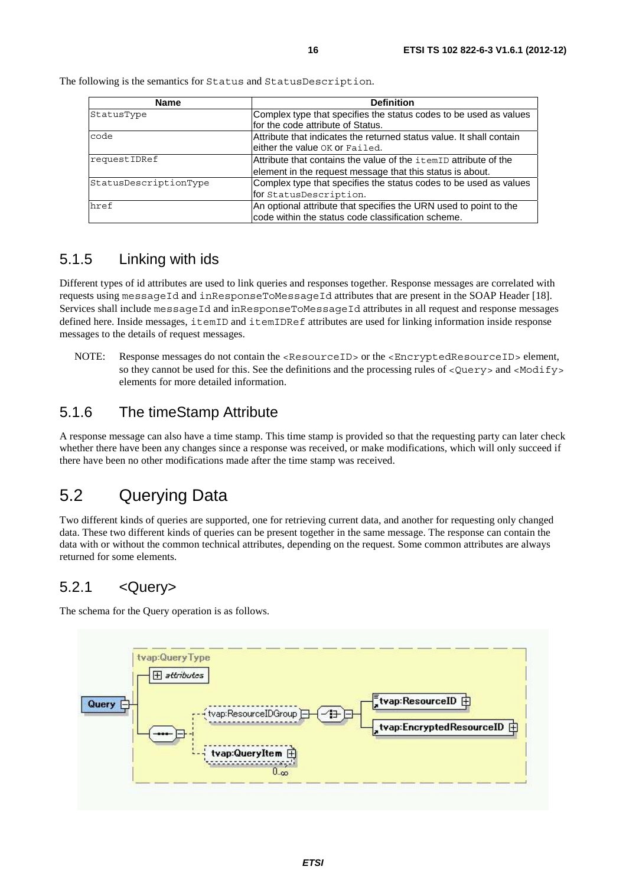The following is the semantics for Status and StatusDescription.

| Name | Definition |
|---|---|
| StatusType | Complex type that specifies the status codes to be used as values for the code attribute of Status. |
| code | Attribute that indicates the returned status value. It shall contain either the value OK or Failed. |
| requestIDRef | Attribute that contains the value of the itemID attribute of the element in the request message that this status is about. |
| StatusDescriptionType | Complex type that specifies the status codes to be used as values for StatusDescription. |
| href | An optional attribute that specifies the URN used to point to the code within the status code classification scheme. |

### 5.1.5 Linking with ids

Different types of id attributes are used to link queries and responses together. Response messages are correlated with requests using messageId and inResponseToMessageId attributes that are present in the SOAP Header [18]. Services shall include messageId and inResponseToMessageId attributes in all request and response messages defined here. Inside messages, itemID and itemIDRef attributes are used for linking information inside response messages to the details of request messages.

NOTE: Response messages do not contain the <ResourceID> or the <EncryptedResourceID> element, so they cannot be used for this. See the definitions and the processing rules of <Query> and <Modify> elements for more detailed information.

### 5.1.6 The timeStamp Attribute

A response message can also have a time stamp. This time stamp is provided so that the requesting party can later check whether there have been any changes since a response was received, or make modifications, which will only succeed if there have been no other modifications made after the time stamp was received.

## 5.2 Querying Data

Two different kinds of queries are supported, one for retrieving current data, and another for requesting only changed data. These two different kinds of queries can be present together in the same message. The response can contain the data with or without the common technical attributes, depending on the request. Some common attributes are always returned for some elements.

### 5.2.1 <Query>

The schema for the Query operation is as follows.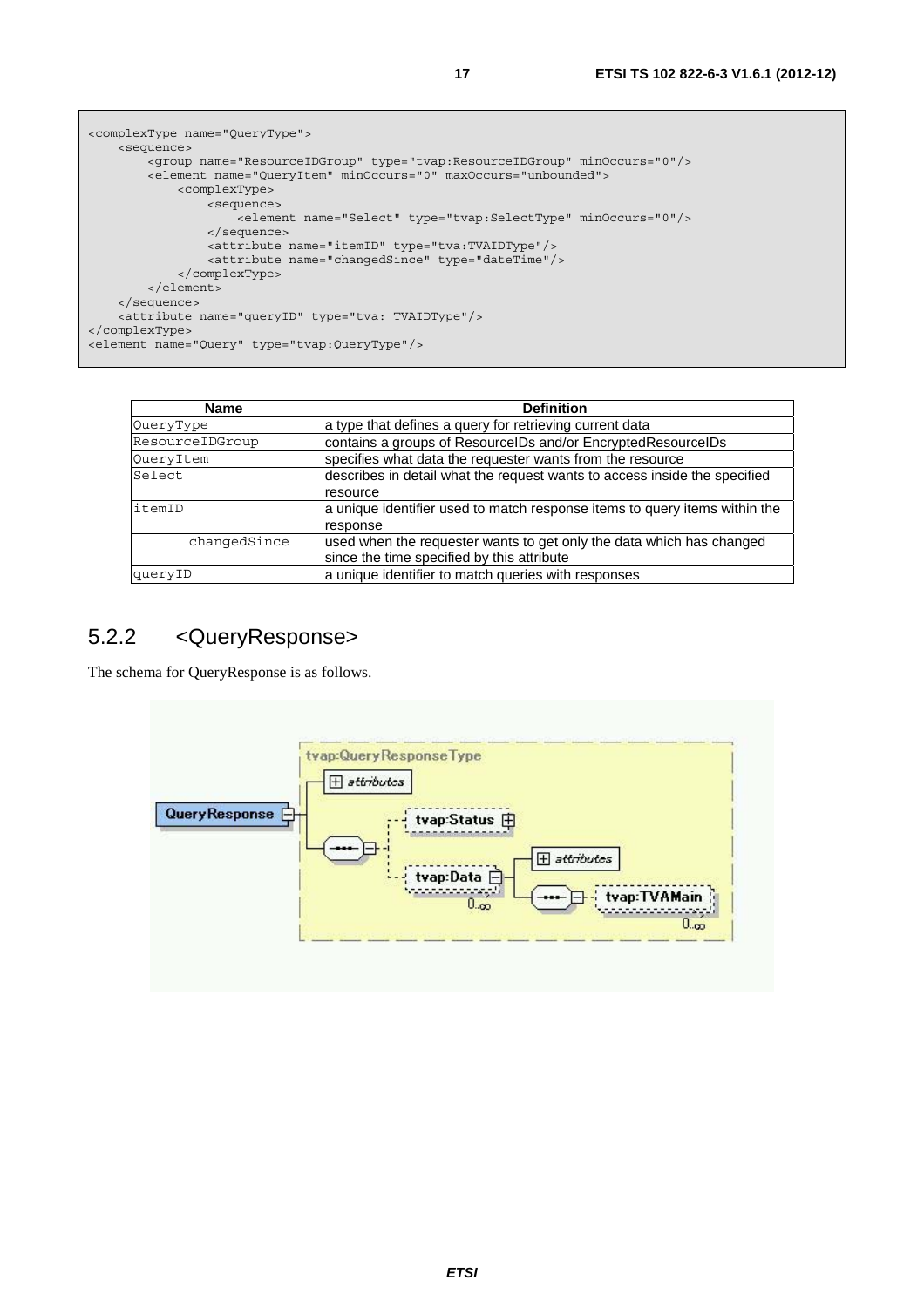```
<complexType name="QueryType">
    <sequence>
        <group name="ResourceIDGroup" type="tvap:ResourceIDGroup" minOccurs="0"/>
        <element name="QueryItem" minOccurs="0" maxOccurs="unbounded">
            <complexType>
                <sequence>
                    <element name="Select" type="tvap:SelectType" minOccurs="0"/>
                </sequence>
                <attribute name="itemID" type="tva:TVAIDType"/>
                <attribute name="changedSince" type="dateTime"/>
            </complexType>
        </element>
    </sequence>
    <attribute name="queryID" type="tva: TVAIDType"/>
</complexType>
<element name="Query" type="tvap:QueryType"/>
```

| Name | Definition |
|---|---|
| QueryType | a type that defines a query for retrieving current data |
| ResourceIDGroup | contains a groups of ResourceIDs and/or EncryptedResourceIDs |
| QueryItem | specifies what data the requester wants from the resource |
| Select | describes in detail what the request wants to access inside the specified resource |
| itemID | a unique identifier used to match response items to query items within the response |
| changedSince | used when the requester wants to get only the data which has changed since the time specified by this attribute |
| queryID | a unique identifier to match queries with responses |

## 5.2.2 <QueryResponse>

The schema for QueryResponse is as follows.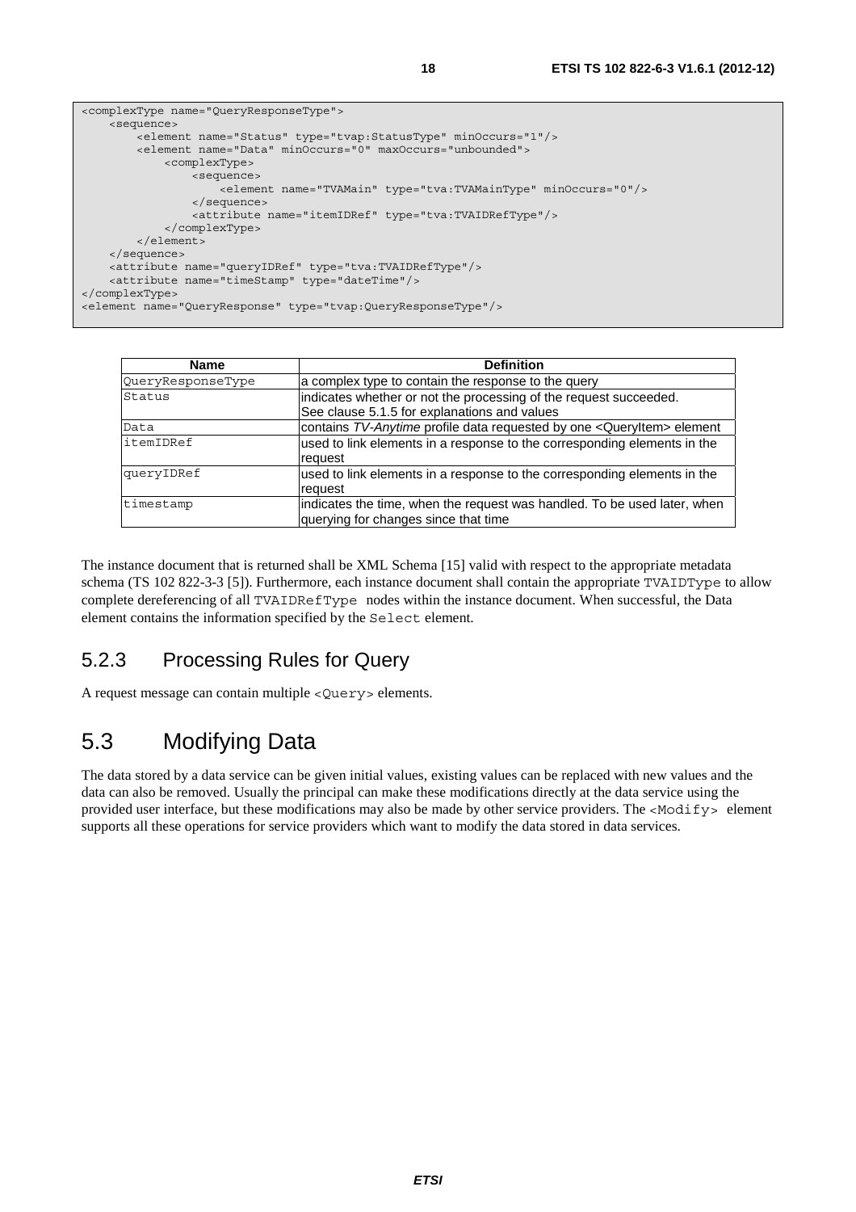```
<complexType name="QueryResponseType">
    <sequence>
        <element name="Status" type="tvap:StatusType" minOccurs="1"/>
        <element name="Data" minOccurs="0" maxOccurs="unbounded">
            <complexType>
                <sequence>
                    <element name="TVAMain" type="tva:TVAMainType" minOccurs="0"/>
                </sequence>
                <attribute name="itemIDRef" type="tva:TVAIDRefType"/>
            </complexType>
        </element>
    </sequence>
    <attribute name="queryIDRef" type="tva:TVAIDRefType"/>
    <attribute name="timeStamp" type="dateTime"/>
</complexType>
<element name="QueryResponse" type="tvap:QueryResponseType"/>
```

| Name | Definition |
|---|---|
| QueryResponseType | a complex type to contain the response to the query |
| Status | indicates whether or not the processing of the request succeeded. See clause 5.1.5 for explanations and values |
| Data | contains *TV-Anytime* profile data requested by one <QueryItem> element |
| itemIDRef | used to link elements in a response to the corresponding elements in the request |
| queryIDRef | used to link elements in a response to the corresponding elements in the request |
| timestamp | indicates the time, when the request was handled. To be used later, when querying for changes since that time |

The instance document that is returned shall be XML Schema [15] valid with respect to the appropriate metadata schema (TS 102 822-3-3 [5]). Furthermore, each instance document shall contain the appropriate `TVAIDType` to allow complete dereferencing of all `TVAIDRefType` nodes within the instance document. When successful, the Data element contains the information specified by the `Select` element.

### 5.2.3 Processing Rules for Query

A request message can contain multiple `<Query>` elements.

## 5.3 Modifying Data

The data stored by a data service can be given initial values, existing values can be replaced with new values and the data can also be removed. Usually the principal can make these modifications directly at the data service using the provided user interface, but these modifications may also be made by other service providers. The `<Modify>` element supports all these operations for service providers which want to modify the data stored in data services.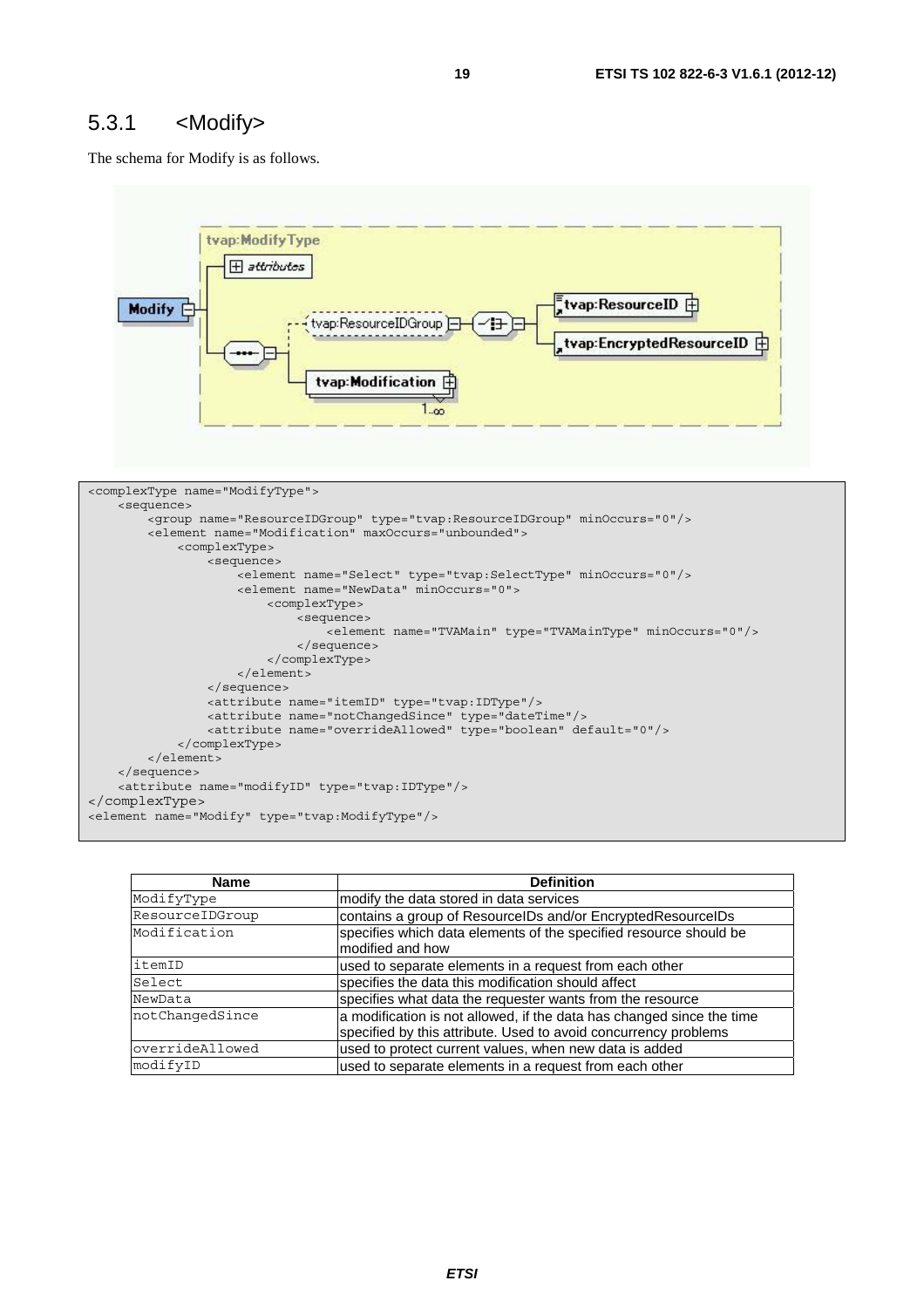## 5.3.1 <Modify>

The schema for Modify is as follows.

```
<complexType name="ModifyType">
    <sequence>
        <group name="ResourceIDGroup" type="tvap:ResourceIDGroup" minOccurs="0"/>
        <element name="Modification" maxOccurs="unbounded">
            <complexType>
                <sequence>
                    <element name="Select" type="tvap:SelectType" minOccurs="0"/>
                    <element name="NewData" minOccurs="0">
                        <complexType>
                            <sequence>
                                <element name="TVAMain" type="TVAMainType" minOccurs="0"/>
                            </sequence>
                        </complexType>
                    </element>
                </sequence>
                <attribute name="itemID" type="tvap:IDType"/>
                <attribute name="notChangedSince" type="dateTime"/>
                <attribute name="overrideAllowed" type="boolean" default="0"/>
            </complexType>
        </element>
    </sequence>
    <attribute name="modifyID" type="tvap:IDType"/>
</complexType>
<element name="Modify" type="tvap:ModifyType"/>
```

| Name | Definition |
|---|---|
| ModifyType | modify the data stored in data services |
| ResourceIDGroup | contains a group of ResourceIDs and/or EncryptedResourceIDs |
| Modification | specifies which data elements of the specified resource should be modified and how |
| itemID | used to separate elements in a request from each other |
| Select | specifies the data this modification should affect |
| NewData | specifies what data the requester wants from the resource |
| notChangedSince | a modification is not allowed, if the data has changed since the time specified by this attribute. Used to avoid concurrency problems |
| overrideAllowed | used to protect current values, when new data is added |
| modifyID | used to separate elements in a request from each other |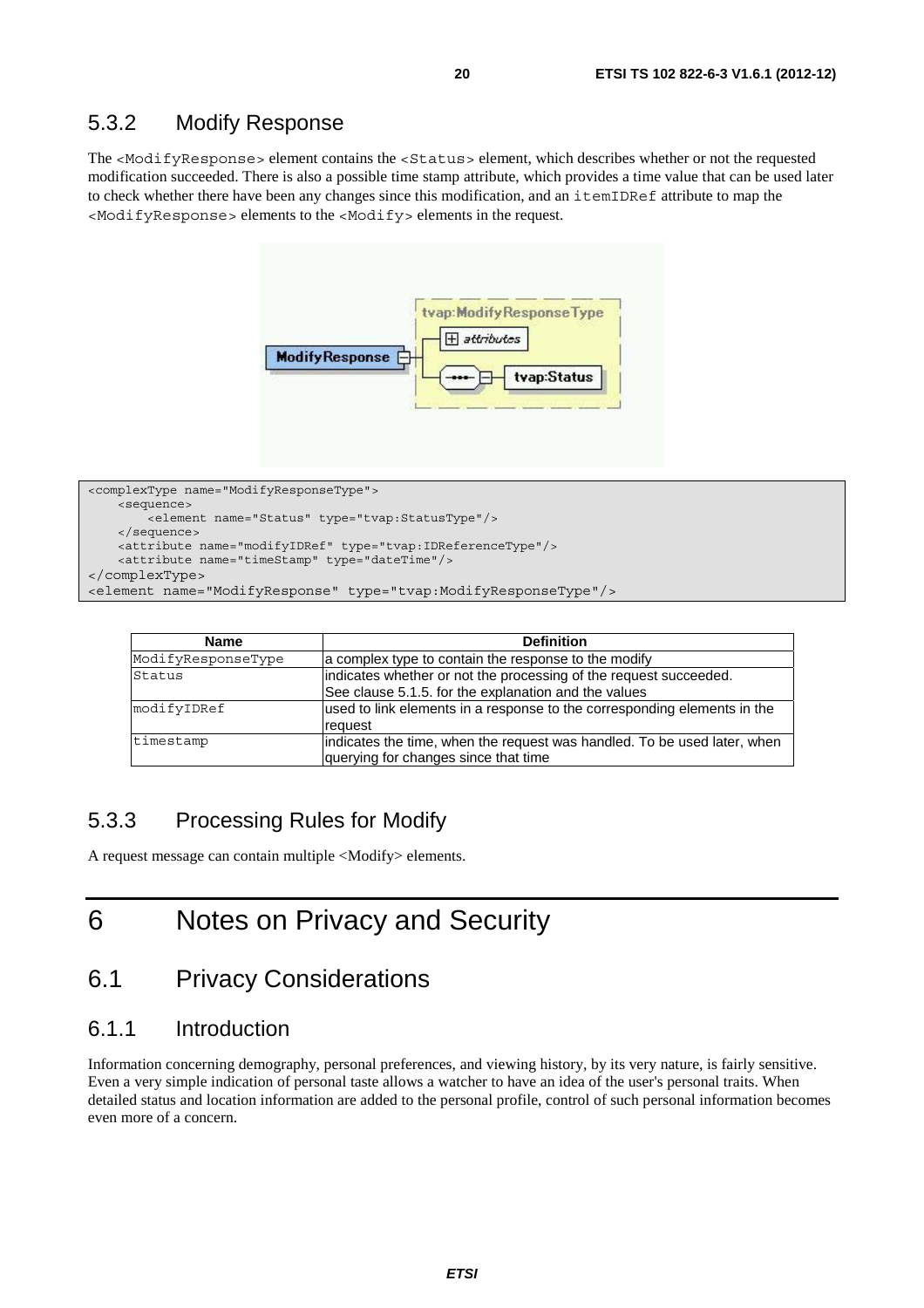### 5.3.2 Modify Response

The <ModifyResponse> element contains the <Status> element, which describes whether or not the requested modification succeeded. There is also a possible time stamp attribute, which provides a time value that can be used later to check whether there have been any changes since this modification, and an itemIDRef attribute to map the <ModifyResponse> elements to the <Modify> elements in the request.

```
<complexType name="ModifyResponseType">
    <sequence>
        <element name="Status" type="tvap:StatusType"/>
    </sequence>
    <attribute name="modifyIDRef" type="tvap:IDReferenceType"/>
    <attribute name="timeStamp" type="dateTime"/>
</complexType>
<element name="ModifyResponse" type="tvap:ModifyResponseType"/>
```

| Name | Definition |
| --- | --- |
| ModifyResponseType | a complex type to contain the response to the modify |
| Status | indicates whether or not the processing of the request succeeded.<br>See clause 5.1.5. for the explanation and the values |
| modifyIDRef | used to link elements in a response to the corresponding elements in the request |
| timestamp | indicates the time, when the request was handled. To be used later, when querying for changes since that time |

### 5.3.3 Processing Rules for Modify

A request message can contain multiple <Modify> elements.

# 6 Notes on Privacy and Security

## 6.1 Privacy Considerations

### 6.1.1 Introduction

Information concerning demography, personal preferences, and viewing history, by its very nature, is fairly sensitive. Even a very simple indication of personal taste allows a watcher to have an idea of the user's personal traits. When detailed status and location information are added to the personal profile, control of such personal information becomes even more of a concern.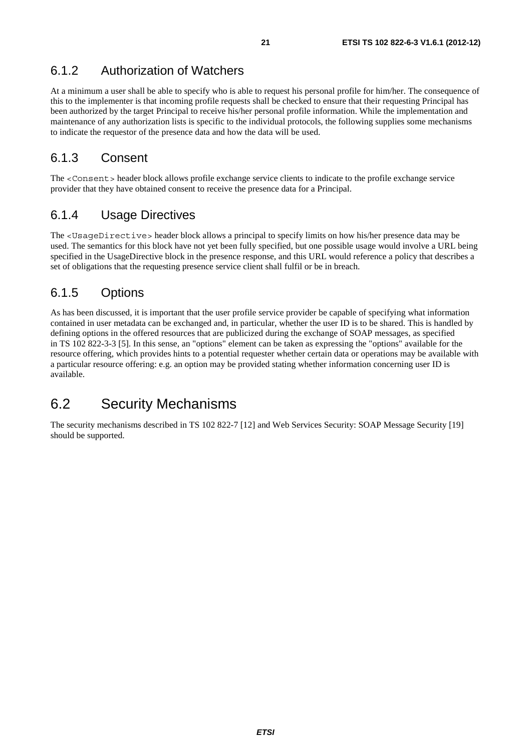### 6.1.2 Authorization of Watchers

At a minimum a user shall be able to specify who is able to request his personal profile for him/her. The consequence of this to the implementer is that incoming profile requests shall be checked to ensure that their requesting Principal has been authorized by the target Principal to receive his/her personal profile information. While the implementation and maintenance of any authorization lists is specific to the individual protocols, the following supplies some mechanisms to indicate the requestor of the presence data and how the data will be used.

### 6.1.3 Consent

The `<Consent>` header block allows profile exchange service clients to indicate to the profile exchange service provider that they have obtained consent to receive the presence data for a Principal.

### 6.1.4 Usage Directives

The `<UsageDirective>` header block allows a principal to specify limits on how his/her presence data may be used. The semantics for this block have not yet been fully specified, but one possible usage would involve a URL being specified in the UsageDirective block in the presence response, and this URL would reference a policy that describes a set of obligations that the requesting presence service client shall fulfil or be in breach.

### 6.1.5 Options

As has been discussed, it is important that the user profile service provider be capable of specifying what information contained in user metadata can be exchanged and, in particular, whether the user ID is to be shared. This is handled by defining options in the offered resources that are publicized during the exchange of SOAP messages, as specified in TS 102 822-3-3 [5]. In this sense, an "options" element can be taken as expressing the "options" available for the resource offering, which provides hints to a potential requester whether certain data or operations may be available with a particular resource offering: e.g. an option may be provided stating whether information concerning user ID is available.

## 6.2 Security Mechanisms

The security mechanisms described in TS 102 822-7 [12] and Web Services Security: SOAP Message Security [19] should be supported.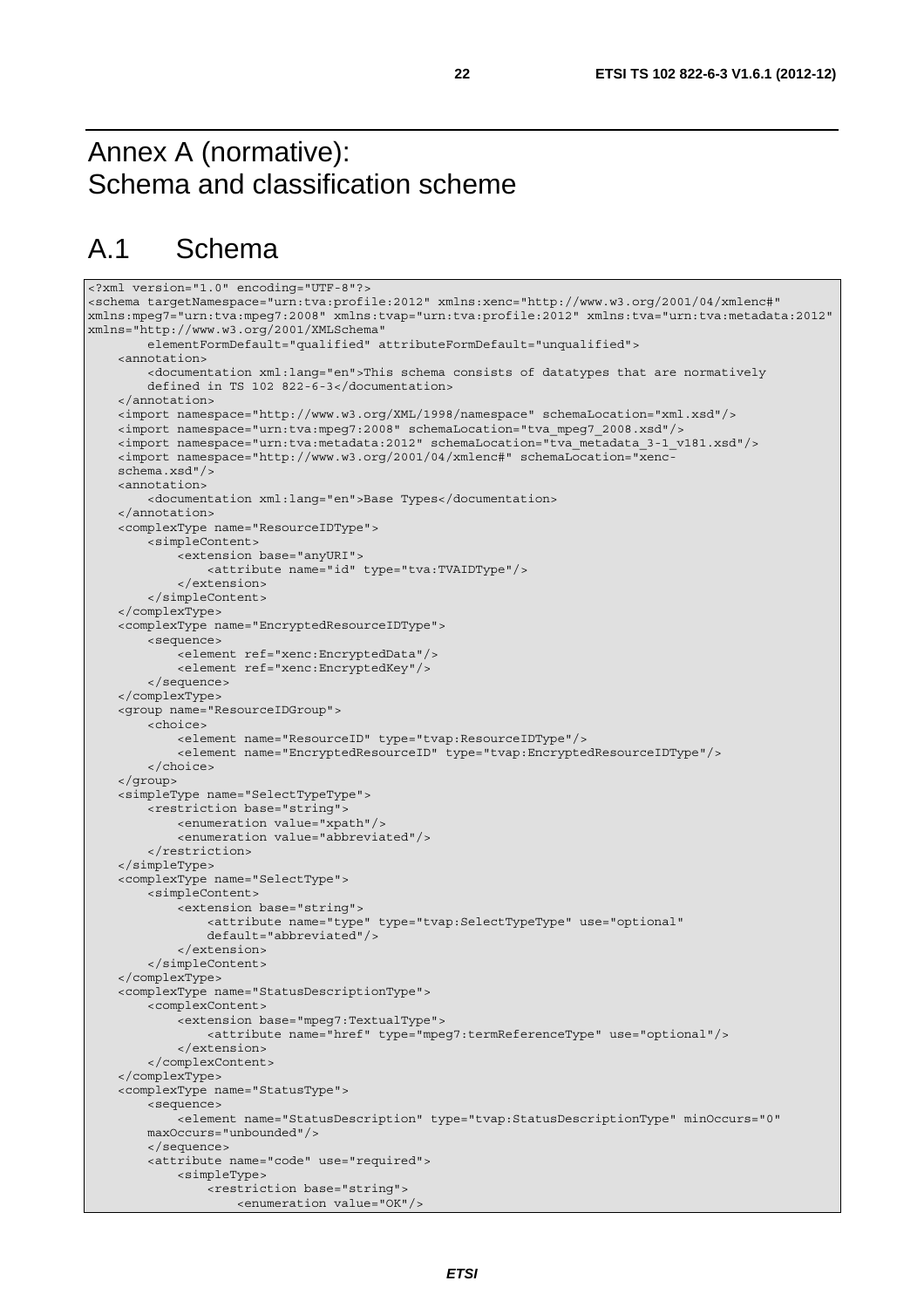# Annex A (normative): Schema and classification scheme

## A.1 Schema

```
<?xml version="1.0" encoding="UTF-8"?>
<schema targetNamespace="urn:tva:profile:2012" xmlns:xenc="http://www.w3.org/2001/04/xmlenc#"
xmlns:mpeg7="urn:tva:mpeg7:2008" xmlns:tvap="urn:tva:profile:2012" xmlns:tva="urn:tva:metadata:2012"
xmlns="http://www.w3.org/2001/XMLSchema"
        elementFormDefault="qualified" attributeFormDefault="unqualified">
    <annotation>
        <documentation xml:lang="en">This schema consists of datatypes that are normatively
        defined in TS 102 822-6-3</documentation>
    </annotation>
    <import namespace="http://www.w3.org/XML/1998/namespace" schemaLocation="xml.xsd"/>
    <import namespace="urn:tva:mpeg7:2008" schemaLocation="tva_mpeg7_2008.xsd"/>
    <import namespace="urn:tva:metadata:2012" schemaLocation="tva_metadata_3-1_v181.xsd"/>
    <import namespace="http://www.w3.org/2001/04/xmlenc#" schemaLocation="xenc-
    schema.xsd"/>
    <annotation>
        <documentation xml:lang="en">Base Types</documentation>
    </annotation>
    <complexType name="ResourceIDType">
        <simpleContent>
            <extension base="anyURI">
                <attribute name="id" type="tva:TVAIDType"/>
            </extension>
        </simpleContent>
    </complexType>
    <complexType name="EncryptedResourceIDType">
        <sequence>
            <element ref="xenc:EncryptedData"/>
            <element ref="xenc:EncryptedKey"/>
        </sequence>
    </complexType>
    <group name="ResourceIDGroup">
        <choice>
            <element name="ResourceID" type="tvap:ResourceIDType"/>
            <element name="EncryptedResourceID" type="tvap:EncryptedResourceIDType"/>
        </choice>
    </group>
    <simpleType name="SelectTypeType">
        <restriction base="string">
            <enumeration value="xpath"/>
            <enumeration value="abbreviated"/>
        </restriction>
    </simpleType>
    <complexType name="SelectType">
        <simpleContent>
            <extension base="string">
                <attribute name="type" type="tvap:SelectTypeType" use="optional"
                default="abbreviated"/>
            </extension>
        </simpleContent>
    </complexType>
    <complexType name="StatusDescriptionType">
        <complexContent>
            <extension base="mpeg7:TextualType">
                <attribute name="href" type="mpeg7:termReferenceType" use="optional"/>
            </extension>
        </complexContent>
    </complexType>
    <complexType name="StatusType">
        <sequence>
            <element name="StatusDescription" type="tvap:StatusDescriptionType" minOccurs="0"
        maxOccurs="unbounded"/>
        </sequence>
        <attribute name="code" use="required">
            <simpleType>
                <restriction base="string">
                    <enumeration value="OK"/>
```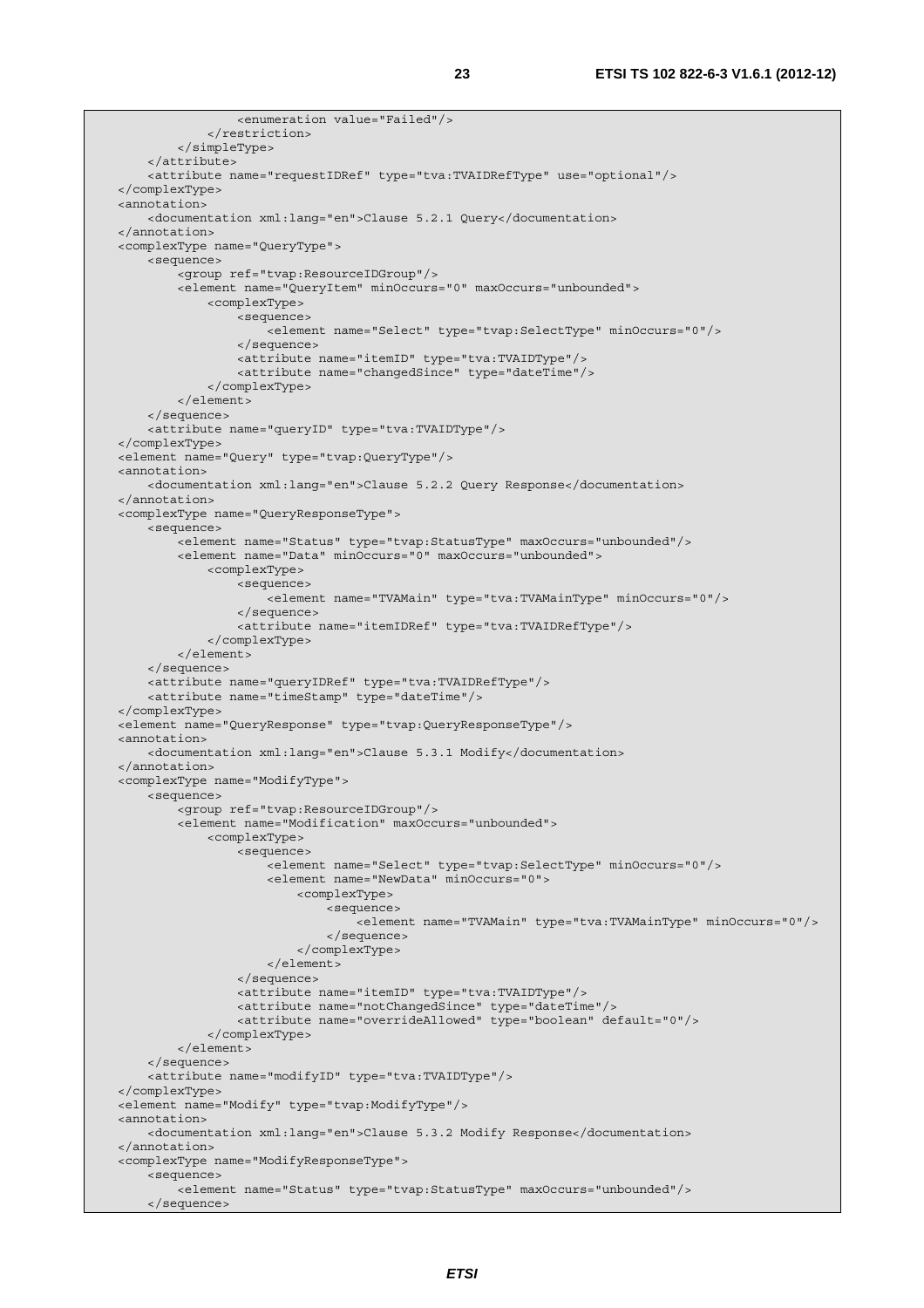```xml
                    <enumeration value="Failed"/>
                </restriction>
            </simpleType>
        </attribute>
        <attribute name="requestIDRef" type="tva:TVAIDRefType" use="optional"/>
    </complexType>
    <annotation>
        <documentation xml:lang="en">Clause 5.2.1 Query</documentation>
    </annotation>
    <complexType name="QueryType">
        <sequence>
            <group ref="tvap:ResourceIDGroup"/>
            <element name="QueryItem" minOccurs="0" maxOccurs="unbounded">
                <complexType>
                    <sequence>
                        <element name="Select" type="tvap:SelectType" minOccurs="0"/>
                    </sequence>
                    <attribute name="itemID" type="tva:TVAIDType"/>
                    <attribute name="changedSince" type="dateTime"/>
                </complexType>
            </element>
        </sequence>
        <attribute name="queryID" type="tva:TVAIDType"/>
    </complexType>
    <element name="Query" type="tvap:QueryType"/>
    <annotation>
        <documentation xml:lang="en">Clause 5.2.2 Query Response</documentation>
    </annotation>
    <complexType name="QueryResponseType">
        <sequence>
            <element name="Status" type="tvap:StatusType" maxOccurs="unbounded"/>
            <element name="Data" minOccurs="0" maxOccurs="unbounded">
                <complexType>
                    <sequence>
                        <element name="TVAMain" type="tva:TVAMainType" minOccurs="0"/>
                    </sequence>
                    <attribute name="itemIDRef" type="tva:TVAIDRefType"/>
                </complexType>
            </element>
        </sequence>
        <attribute name="queryIDRef" type="tva:TVAIDRefType"/>
        <attribute name="timeStamp" type="dateTime"/>
    </complexType>
    <element name="QueryResponse" type="tvap:QueryResponseType"/>
    <annotation>
        <documentation xml:lang="en">Clause 5.3.1 Modify</documentation>
    </annotation>
    <complexType name="ModifyType">
        <sequence>
            <group ref="tvap:ResourceIDGroup"/>
            <element name="Modification" maxOccurs="unbounded">
                <complexType>
                    <sequence>
                        <element name="Select" type="tvap:SelectType" minOccurs="0"/>
                        <element name="NewData" minOccurs="0">
                            <complexType>
                                <sequence>
                                    <element name="TVAMain" type="tva:TVAMainType" minOccurs="0"/>
                                </sequence>
                            </complexType>
                        </element>
                    </sequence>
                    <attribute name="itemID" type="tva:TVAIDType"/>
                    <attribute name="notChangedSince" type="dateTime"/>
                    <attribute name="overrideAllowed" type="boolean" default="0"/>
                </complexType>
            </element>
        </sequence>
        <attribute name="modifyID" type="tva:TVAIDType"/>
    </complexType>
    <element name="Modify" type="tvap:ModifyType"/>
    <annotation>
        <documentation xml:lang="en">Clause 5.3.2 Modify Response</documentation>
    </annotation>
    <complexType name="ModifyResponseType">
        <sequence>
            <element name="Status" type="tvap:StatusType" maxOccurs="unbounded"/>
        </sequence>
```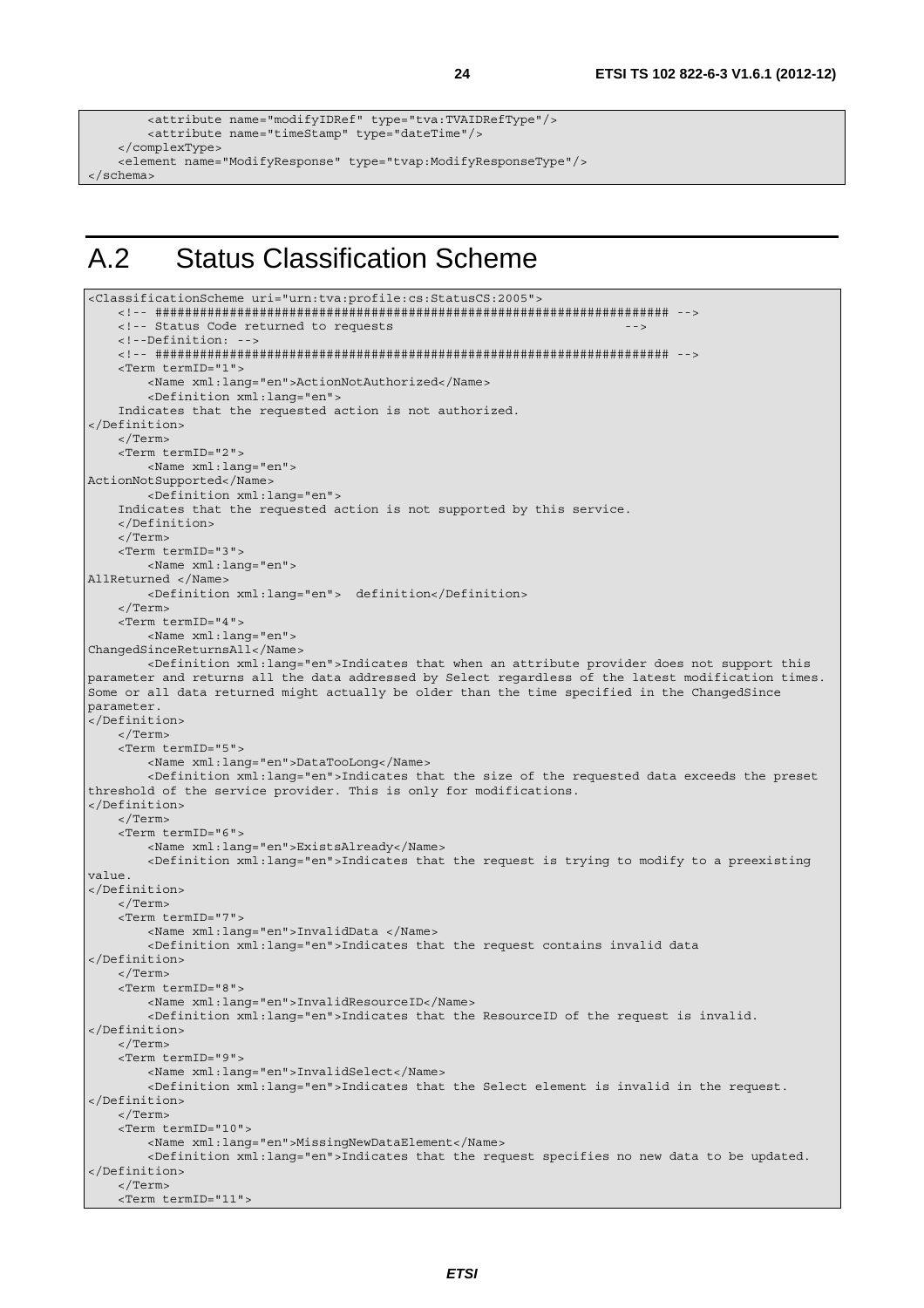```
        <attribute name="modifyIDRef" type="tva:TVAIDRefType"/>
        <attribute name="timeStamp" type="dateTime"/>
    </complexType>
    <element name="ModifyResponse" type="tvap:ModifyResponseType"/>
</schema>
```

# A.2 Status Classification Scheme

```
<ClassificationScheme uri="urn:tva:profile:cs:StatusCS:2005">
    <!-- ##################################################################### -->
    <!-- Status Code returned to requests                                    -->
    <!--Definition: -->
    <!-- ##################################################################### -->
    <Term termID="1">
        <Name xml:lang="en">ActionNotAuthorized</Name>
        <Definition xml:lang="en">
    Indicates that the requested action is not authorized.
</Definition>
    </Term>
    <Term termID="2">
        <Name xml:lang="en">
ActionNotSupported</Name>
        <Definition xml:lang="en">
    Indicates that the requested action is not supported by this service.
    </Definition>
    </Term>
    <Term termID="3">
        <Name xml:lang="en">
AllReturned </Name>
        <Definition xml:lang="en">  definition</Definition>
    </Term>
    <Term termID="4">
        <Name xml:lang="en">
ChangedSinceReturnsAll</Name>
        <Definition xml:lang="en">Indicates that when an attribute provider does not support this
parameter and returns all the data addressed by Select regardless of the latest modification times.
Some or all data returned might actually be older than the time specified in the ChangedSince
parameter.
</Definition>
    </Term>
    <Term termID="5">
        <Name xml:lang="en">DataTooLong</Name>
        <Definition xml:lang="en">Indicates that the size of the requested data exceeds the preset
threshold of the service provider. This is only for modifications.
</Definition>
    </Term>
    <Term termID="6">
        <Name xml:lang="en">ExistsAlready</Name>
        <Definition xml:lang="en">Indicates that the request is trying to modify to a preexisting
value.
</Definition>
    </Term>
    <Term termID="7">
        <Name xml:lang="en">InvalidData </Name>
        <Definition xml:lang="en">Indicates that the request contains invalid data
</Definition>
    </Term>
    <Term termID="8">
        <Name xml:lang="en">InvalidResourceID</Name>
        <Definition xml:lang="en">Indicates that the ResourceID of the request is invalid.
</Definition>
    </Term>
    <Term termID="9">
        <Name xml:lang="en">InvalidSelect</Name>
        <Definition xml:lang="en">Indicates that the Select element is invalid in the request.
</Definition>
    </Term>
    <Term termID="10">
        <Name xml:lang="en">MissingNewDataElement</Name>
        <Definition xml:lang="en">Indicates that the request specifies no new data to be updated.
</Definition>
    </Term>
    <Term termID="11">
```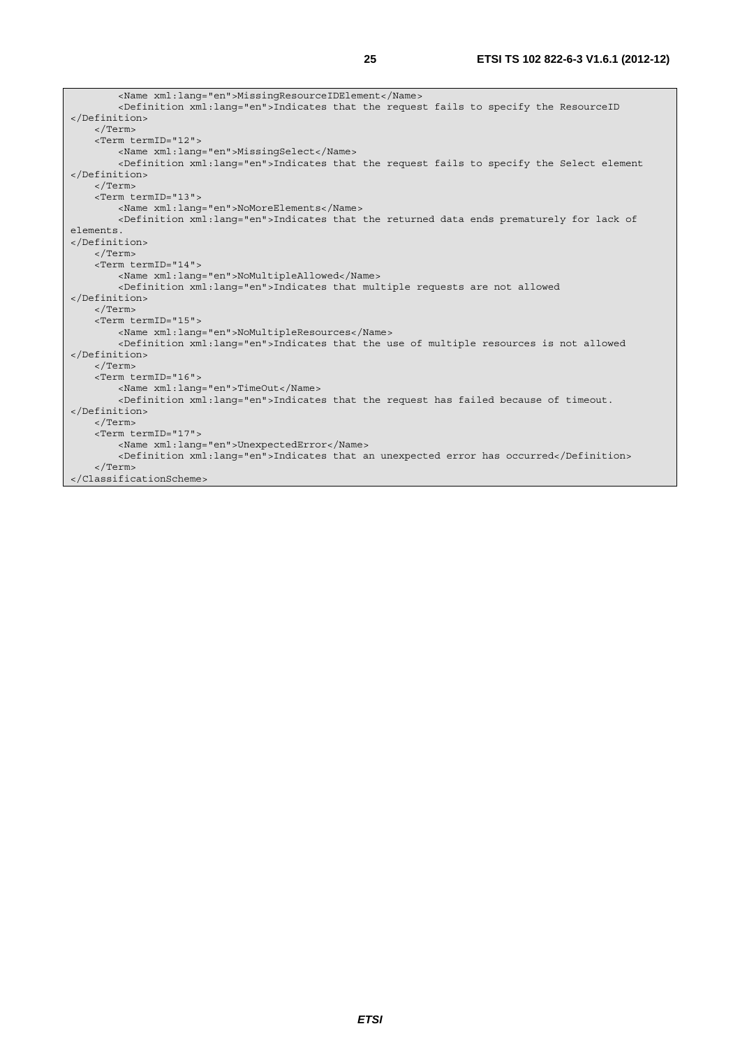```
        <Name xml:lang="en">MissingResourceIDElement</Name>
        <Definition xml:lang="en">Indicates that the request fails to specify the ResourceID 
</Definition>
    </Term>
    <Term termID="12">
        <Name xml:lang="en">MissingSelect</Name>
        <Definition xml:lang="en">Indicates that the request fails to specify the Select element 
</Definition>
    </Term>
    <Term termID="13">
        <Name xml:lang="en">NoMoreElements</Name>
        <Definition xml:lang="en">Indicates that the returned data ends prematurely for lack of 
elements.
</Definition>
    </Term>
    <Term termID="14">
        <Name xml:lang="en">NoMultipleAllowed</Name>
        <Definition xml:lang="en">Indicates that multiple requests are not allowed
</Definition>
    </Term>
    <Term termID="15">
        <Name xml:lang="en">NoMultipleResources</Name>
        <Definition xml:lang="en">Indicates that the use of multiple resources is not allowed 
</Definition>
    </Term>
    <Term termID="16">
        <Name xml:lang="en">TimeOut</Name>
        <Definition xml:lang="en">Indicates that the request has failed because of timeout. 
</Definition>
    </Term>
    <Term termID="17">
        <Name xml:lang="en">UnexpectedError</Name>
        <Definition xml:lang="en">Indicates that an unexpected error has occurred</Definition>
    </Term>
</ClassificationScheme>
```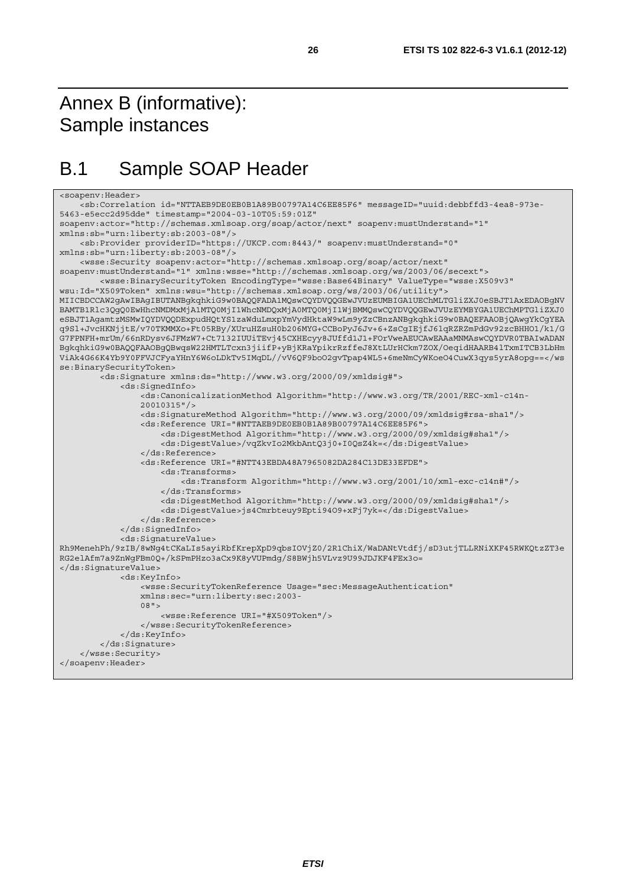# Annex B (informative): Sample instances

## B.1 Sample SOAP Header

```
<soapenv:Header>
    <sb:Correlation id="NTTAEB9DE0EB0B1A89B00797A14C6EE85F6" messageID="uuid:debbffd3-4ea8-973e-
5463-e5ecc2d95dde" timestamp="2004-03-10T05:59:01Z"
soapenv:actor="http://schemas.xmlsoap.org/soap/actor/next" soapenv:mustUnderstand="1"
xmlns:sb="urn:liberty:sb:2003-08"/>
    <sb:Provider providerID="https://UKCP.com:8443/" soapenv:mustUnderstand="0"
xmlns:sb="urn:liberty:sb:2003-08"/>
    <wsse:Security soapenv:actor="http://schemas.xmlsoap.org/soap/actor/next"
soapenv:mustUnderstand="1" xmlns:wsse="http://schemas.xmlsoap.org/ws/2003/06/secext">
        <wsse:BinarySecurityToken EncodingType="wsse:Base64Binary" ValueType="wsse:X509v3"
wsu:Id="X509Token" xmlns:wsu="http://schemas.xmlsoap.org/ws/2003/06/utility">
MIICBDCCAW2gAwIBAgIBUTANBgkqhkiG9w0BAQQFADA1MQswCQYDVQQGEwJVUzEUMBIGA1UEChMLTGliZXJ0eSBJT1AxEDAOBgNV
BAMTB1Rlc3QgQ0EwHhcNMDMxMjA1MTQ0MjI1WhcNMDQxMjA0MTQ0MjI1WjBMMQswCQYDVQQGEwJVUzEYMBYGA1UEChMPTGliZXJ0
eSBJT1AgamtzMSMwIQYDVQQDExpudHQtYS1zaWduLmxpYmVydHktaW9wLm9yZzCBnzANBgkqhkiG9w0BAQEFAAOBjQAwgYkCgYEA
q9Sl+JvcHKNjjtE/v70TKMMXo+Ft05RBy/XUruHZsuH0b206MYG+CCBoPyJ6Jv+6+ZsCgIEjfJ6lqRZRZmPdGv92zcBHHO1/k1/G
G7FPNFH+mrUm/66nRDysv6JFMzW7+Ct7132IUUiTEvj45CXHEcyy8JUffd1J1+FOrVweAEUCAwEAAaMNMAswCQYDVR0TBAIwADAN
BgkqhkiG9w0BAQQFAAOBgQBwqsW22HMTLTcxn3jiifP+yBjKRaYpikrRzffeJ8XtLUrHCkm7ZOX/OeqidHAARB4lTxmITCB3LbHm
ViAk4G66K4Yb9Y0FFVJCFyaYHnY6W6oLDkTv5IMqDL//vV6QF9boO2gvTpap4WL5+6meNmCyWKoeO4CuwX3qys5yrA8opg==</ws
se:BinarySecurityToken>
        <ds:Signature xmlns:ds="http://www.w3.org/2000/09/xmldsig#">
            <ds:SignedInfo>
                <ds:CanonicalizationMethod Algorithm="http://www.w3.org/TR/2001/REC-xml-c14n-
                20010315"/>
                <ds:SignatureMethod Algorithm="http://www.w3.org/2000/09/xmldsig#rsa-sha1"/>
                <ds:Reference URI="#NTTAEB9DE0EB0B1A89B00797A14C6EE85F6">
                    <ds:DigestMethod Algorithm="http://www.w3.org/2000/09/xmldsig#sha1"/>
                    <ds:DigestValue>/vqZkvIo2MkbAntQ3j0+I0QsZ4k=</ds:DigestValue>
                </ds:Reference>
                <ds:Reference URI="#NTT43EBDA48A7965082DA284C13DE33EFDE">
                    <ds:Transforms>
                        <ds:Transform Algorithm="http://www.w3.org/2001/10/xml-exc-c14n#"/>
                    </ds:Transforms>
                    <ds:DigestMethod Algorithm="http://www.w3.org/2000/09/xmldsig#sha1"/>
                    <ds:DigestValue>js4Cmrbteuy9Epti94O9+xFj7yk=</ds:DigestValue>
                </ds:Reference>
            </ds:SignedInfo>
            <ds:SignatureValue>
Rh9MenehPh/9zIB/8wNg4tCKaLIs5ayiRbfKrepXpD9qbsIOVjZ0/2R1ChiX/WaDANtVtdfj/sD3utjTLLRNiXKF45RWKQtzZT3e
RG2elAfm7a9ZnWgFBm0Q+/kSPmPHzo3aCx9K8yVUPmdg/S8BWjh5VLvz9U99JDJKF4FEx3o=
</ds:SignatureValue>
            <ds:KeyInfo>
                <wsse:SecurityTokenReference Usage="sec:MessageAuthentication"
                xmlns:sec="urn:liberty:sec:2003-
                08">
                    <wsse:Reference URI="#X509Token"/>
                </wsse:SecurityTokenReference>
            </ds:KeyInfo>
        </ds:Signature>
    </wsse:Security>
</soapenv:Header>
```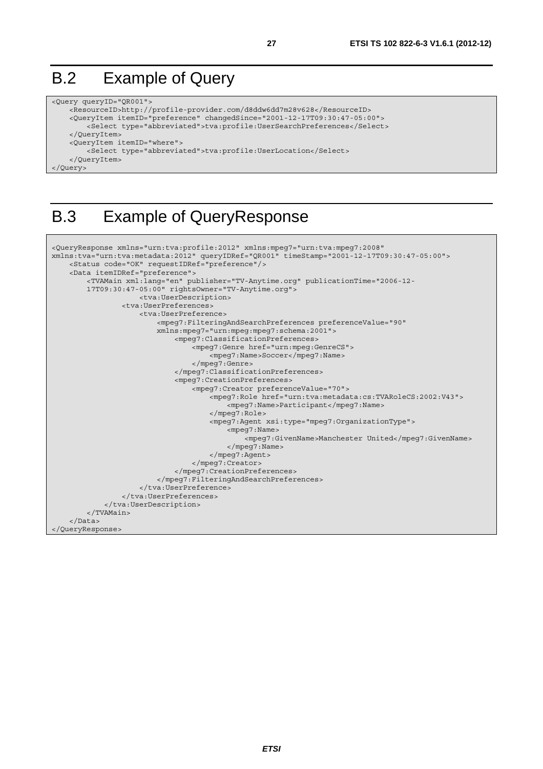# B.2 Example of Query

```
<Query queryID="QR001">
    <ResourceID>http://profile-provider.com/d8ddw6dd7m28v628</ResourceID>
    <QueryItem itemID="preference" changedSince="2001-12-17T09:30:47-05:00">
        <Select type="abbreviated">tva:profile:UserSearchPreferences</Select>
    </QueryItem>
    <QueryItem itemID="where">
        <Select type="abbreviated">tva:profile:UserLocation</Select>
    </QueryItem>
</Query>
```

# B.3 Example of QueryResponse

```
<QueryResponse xmlns="urn:tva:profile:2012" xmlns:mpeg7="urn:tva:mpeg7:2008"
xmlns:tva="urn:tva:metadata:2012" queryIDRef="QR001" timeStamp="2001-12-17T09:30:47-05:00">
    <Status code="OK" requestIDRef="preference"/>
    <Data itemIDRef="preference">
        <TVAMain xml:lang="en" publisher="TV-Anytime.org" publicationTime="2006-12-
        17T09:30:47-05:00" rightsOwner="TV-Anytime.org">
                    <tva:UserDescription>
                <tva:UserPreferences>
                    <tva:UserPreference>
                        <mpeg7:FilteringAndSearchPreferences preferenceValue="90"
                        xmlns:mpeg7="urn:mpeg:mpeg7:schema:2001">
                            <mpeg7:ClassificationPreferences>
                                <mpeg7:Genre href="urn:mpeg:GenreCS">
                                    <mpeg7:Name>Soccer</mpeg7:Name>
                                </mpeg7:Genre>
                            </mpeg7:ClassificationPreferences>
                            <mpeg7:CreationPreferences>
                                <mpeg7:Creator preferenceValue="70">
                                    <mpeg7:Role href="urn:tva:metadata:cs:TVARoleCS:2002:V43">
                                        <mpeg7:Name>Participant</mpeg7:Name>
                                    </mpeg7:Role>
                                    <mpeg7:Agent xsi:type="mpeg7:OrganizationType">
                                        <mpeg7:Name>
                                            <mpeg7:GivenName>Manchester United</mpeg7:GivenName>
                                        </mpeg7:Name>
                                    </mpeg7:Agent>
                                </mpeg7:Creator>
                            </mpeg7:CreationPreferences>
                        </mpeg7:FilteringAndSearchPreferences>
                    </tva:UserPreference>
                </tva:UserPreferences>
            </tva:UserDescription>
        </TVAMain>
    </Data>
</QueryResponse>
```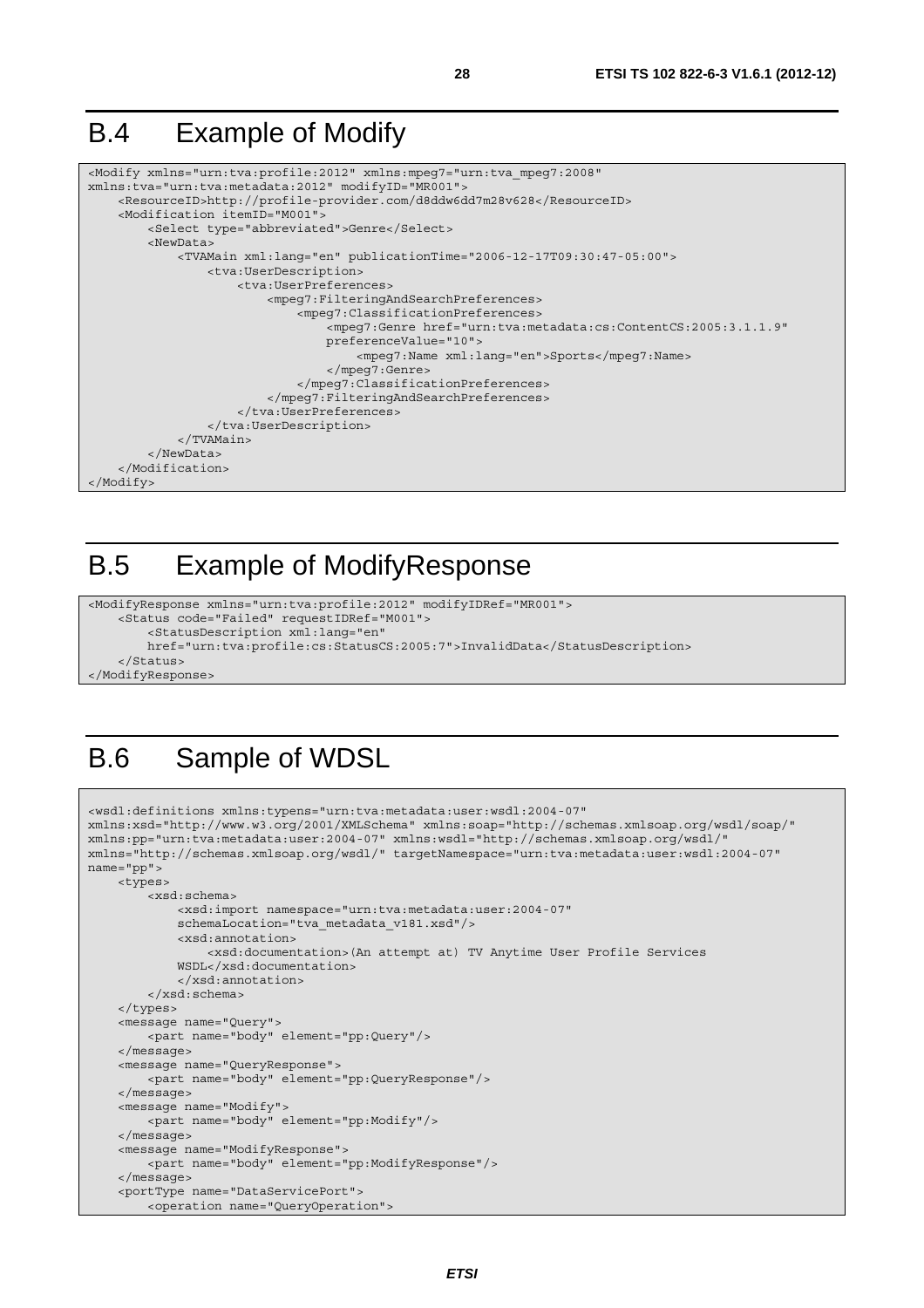# B.4 Example of Modify

```
<Modify xmlns="urn:tva:profile:2012" xmlns:mpeg7="urn:tva_mpeg7:2008"
xmlns:tva="urn:tva:metadata:2012" modifyID="MR001">
    <ResourceID>http://profile-provider.com/d8ddw6dd7m28v628</ResourceID>
    <Modification itemID="M001">
        <Select type="abbreviated">Genre</Select>
        <NewData>
            <TVAMain xml:lang="en" publicationTime="2006-12-17T09:30:47-05:00">
                <tva:UserDescription>
                    <tva:UserPreferences>
                        <mpeg7:FilteringAndSearchPreferences>
                            <mpeg7:ClassificationPreferences>
                                <mpeg7:Genre href="urn:tva:metadata:cs:ContentCS:2005:3.1.1.9"
                                preferenceValue="10">
                                    <mpeg7:Name xml:lang="en">Sports</mpeg7:Name>
                                </mpeg7:Genre>
                            </mpeg7:ClassificationPreferences>
                        </mpeg7:FilteringAndSearchPreferences>
                    </tva:UserPreferences>
                </tva:UserDescription>
            </TVAMain>
        </NewData>
    </Modification>
</Modify>
```

# B.5 Example of ModifyResponse

```
<ModifyResponse xmlns="urn:tva:profile:2012" modifyIDRef="MR001">
    <Status code="Failed" requestIDRef="M001">
        <StatusDescription xml:lang="en"
        href="urn:tva:profile:cs:StatusCS:2005:7">InvalidData</StatusDescription>
    </Status>
</ModifyResponse>
```

# B.6 Sample of WDSL

```
<wsdl:definitions xmlns:typens="urn:tva:metadata:user:wsdl:2004-07"
xmlns:xsd="http://www.w3.org/2001/XMLSchema" xmlns:soap="http://schemas.xmlsoap.org/wsdl/soap/"
xmlns:pp="urn:tva:metadata:user:2004-07" xmlns:wsdl="http://schemas.xmlsoap.org/wsdl/"
xmlns="http://schemas.xmlsoap.org/wsdl/" targetNamespace="urn:tva:metadata:user:wsdl:2004-07"
name="pp">
    <types>
        <xsd:schema>
            <xsd:import namespace="urn:tva:metadata:user:2004-07"
            schemaLocation="tva_metadata_v181.xsd"/>
            <xsd:annotation>
                <xsd:documentation>(An attempt at) TV Anytime User Profile Services
            WSDL</xsd:documentation>
            </xsd:annotation>
        </xsd:schema>
    </types>
    <message name="Query">
        <part name="body" element="pp:Query"/>
    </message>
    <message name="QueryResponse">
        <part name="body" element="pp:QueryResponse"/>
    </message>
    <message name="Modify">
        <part name="body" element="pp:Modify"/>
    </message>
    <message name="ModifyResponse">
        <part name="body" element="pp:ModifyResponse"/>
    </message>
    <portType name="DataServicePort">
        <operation name="QueryOperation">
```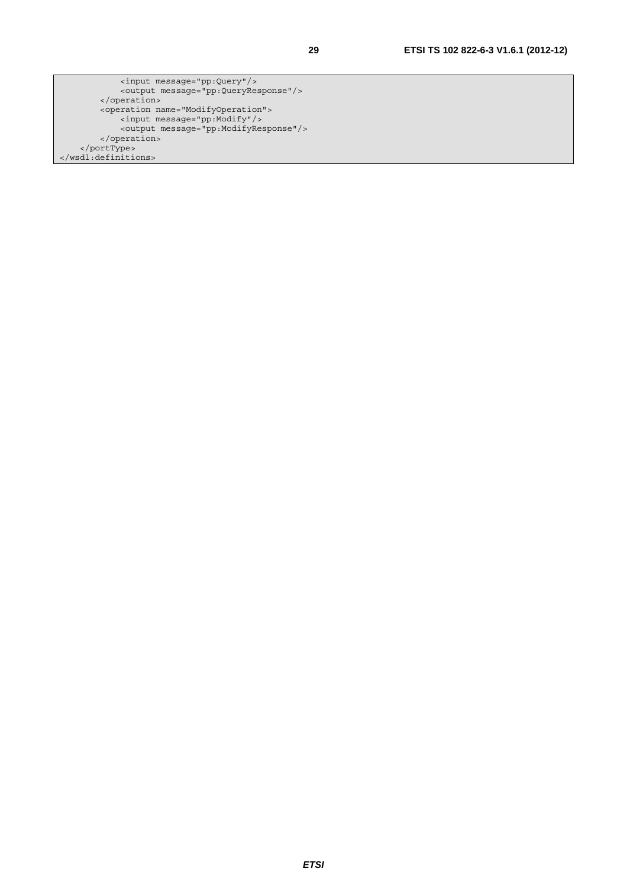```
            <input message="pp:Query"/>
            <output message="pp:QueryResponse"/>
        </operation>
        <operation name="ModifyOperation">
            <input message="pp:Modify"/>
            <output message="pp:ModifyResponse"/>
        </operation>
    </portType>
</wsdl:definitions>
```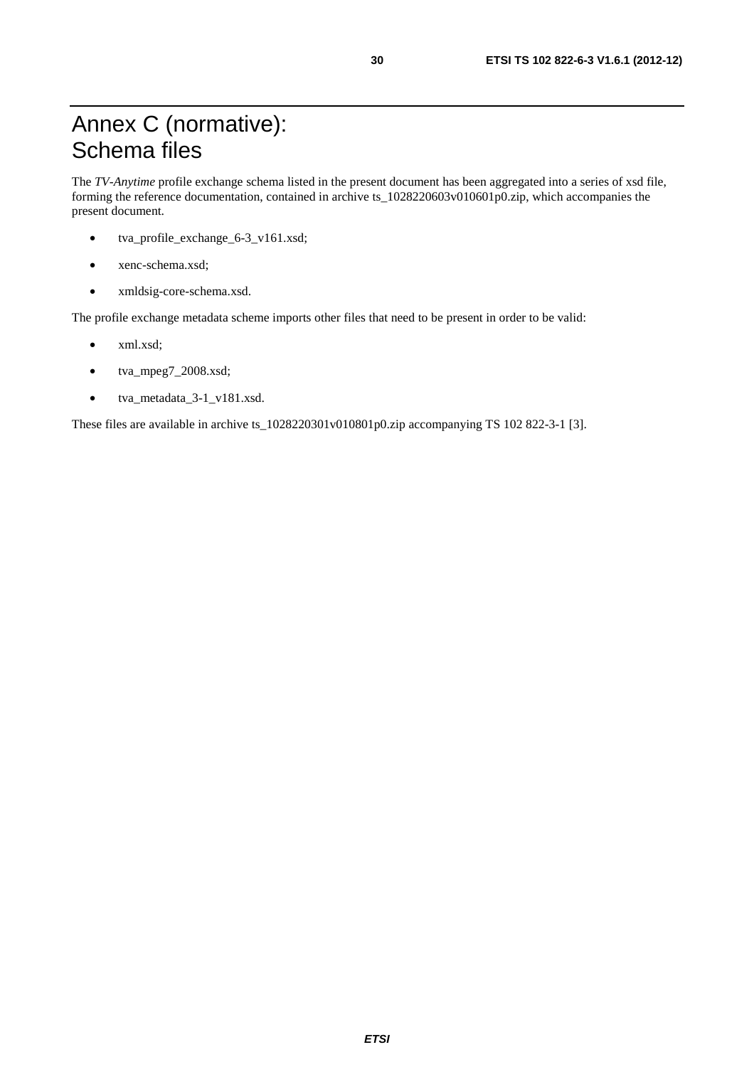# Annex C (normative): Schema files

The *TV-Anytime* profile exchange schema listed in the present document has been aggregated into a series of xsd file, forming the reference documentation, contained in archive ts_1028220603v010601p0.zip, which accompanies the present document.

- tva_profile_exchange_6-3_v161.xsd;
- xenc-schema.xsd;
- xmldsig-core-schema.xsd.

The profile exchange metadata scheme imports other files that need to be present in order to be valid:

- xml.xsd;
- tva_mpeg7_2008.xsd;
- tva_metadata_3-1_v181.xsd.

These files are available in archive ts_1028220301v010801p0.zip accompanying TS 102 822-3-1 [3].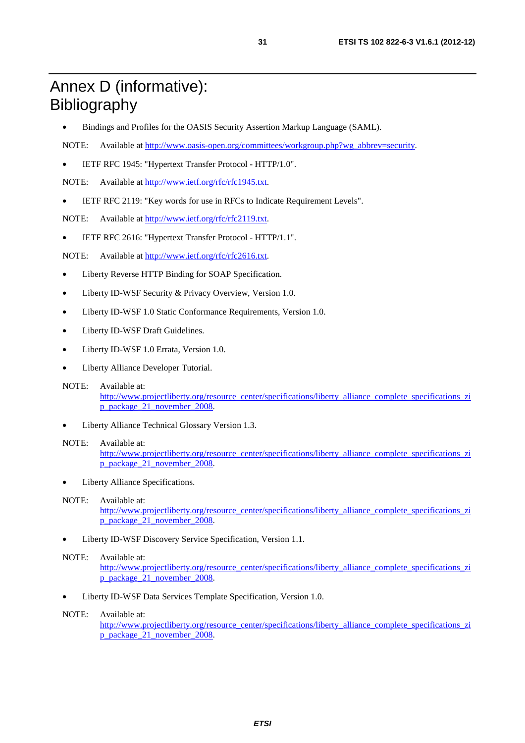# Annex D (informative): Bibliography

- Bindings and Profiles for the OASIS Security Assertion Markup Language (SAML).

NOTE: Available at http://www.oasis-open.org/committees/workgroup.php?wg_abbrev=security.

- IETF RFC 1945: "Hypertext Transfer Protocol - HTTP/1.0".

NOTE: Available at http://www.ietf.org/rfc/rfc1945.txt.

- IETF RFC 2119: "Key words for use in RFCs to Indicate Requirement Levels".

NOTE: Available at http://www.ietf.org/rfc/rfc2119.txt.

- IETF RFC 2616: "Hypertext Transfer Protocol - HTTP/1.1".

NOTE: Available at http://www.ietf.org/rfc/rfc2616.txt.

- Liberty Reverse HTTP Binding for SOAP Specification.
- Liberty ID-WSF Security & Privacy Overview, Version 1.0.
- Liberty ID-WSF 1.0 Static Conformance Requirements, Version 1.0.
- Liberty ID-WSF Draft Guidelines.
- Liberty ID-WSF 1.0 Errata, Version 1.0.
- Liberty Alliance Developer Tutorial.

NOTE: Available at: http://www.projectliberty.org/resource_center/specifications/liberty_alliance_complete_specifications_zip_package_21_november_2008.

- Liberty Alliance Technical Glossary Version 1.3.

NOTE: Available at: http://www.projectliberty.org/resource_center/specifications/liberty_alliance_complete_specifications_zip_package_21_november_2008.

- Liberty Alliance Specifications.

NOTE: Available at: http://www.projectliberty.org/resource_center/specifications/liberty_alliance_complete_specifications_zip_package_21_november_2008.

- Liberty ID-WSF Discovery Service Specification, Version 1.1.

NOTE: Available at: http://www.projectliberty.org/resource_center/specifications/liberty_alliance_complete_specifications_zip_package_21_november_2008.

- Liberty ID-WSF Data Services Template Specification, Version 1.0.

NOTE: Available at: http://www.projectliberty.org/resource_center/specifications/liberty_alliance_complete_specifications_zip_package_21_november_2008.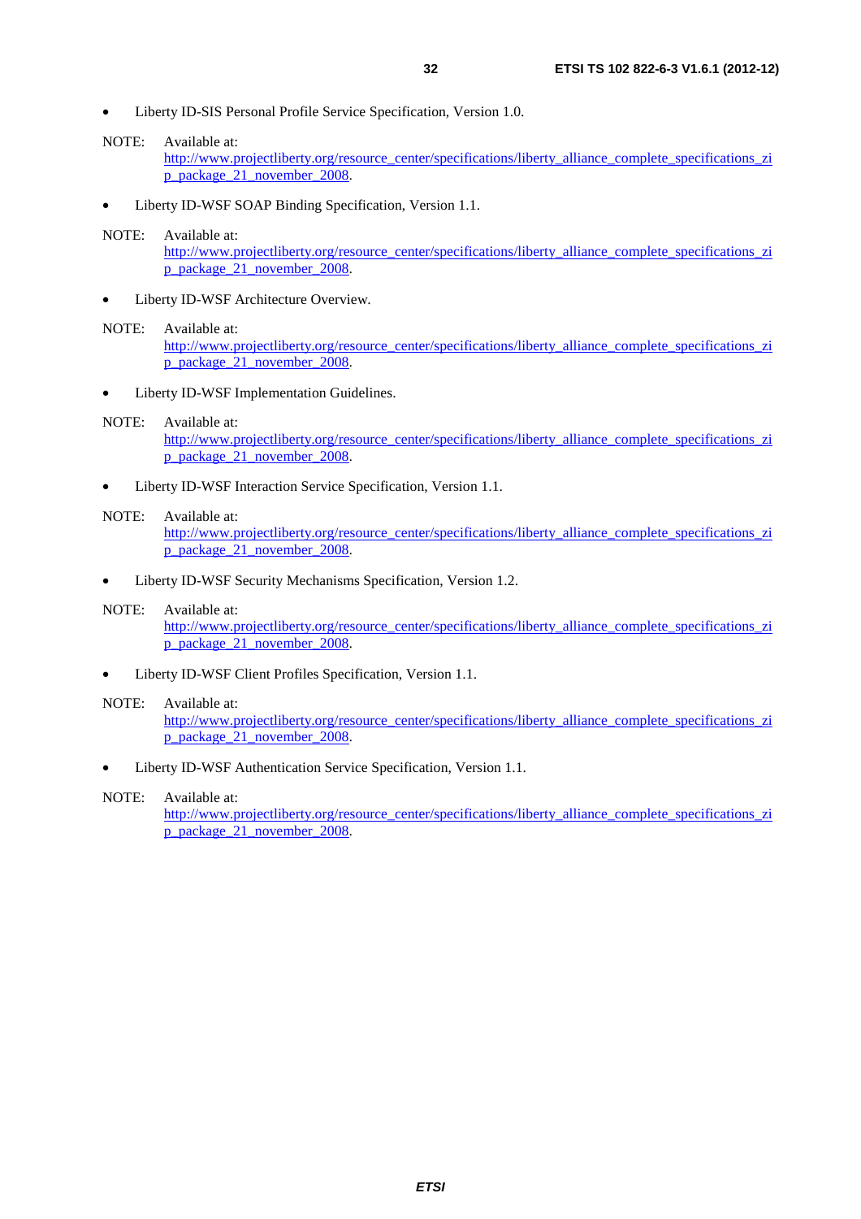- Liberty ID-SIS Personal Profile Service Specification, Version 1.0.

NOTE: Available at: http://www.projectliberty.org/resource_center/specifications/liberty_alliance_complete_specifications_zip_package_21_november_2008.

- Liberty ID-WSF SOAP Binding Specification, Version 1.1.

NOTE: Available at: http://www.projectliberty.org/resource_center/specifications/liberty_alliance_complete_specifications_zip_package_21_november_2008.

- Liberty ID-WSF Architecture Overview.

NOTE: Available at: http://www.projectliberty.org/resource_center/specifications/liberty_alliance_complete_specifications_zip_package_21_november_2008.

- Liberty ID-WSF Implementation Guidelines.

NOTE: Available at: http://www.projectliberty.org/resource_center/specifications/liberty_alliance_complete_specifications_zip_package_21_november_2008.

- Liberty ID-WSF Interaction Service Specification, Version 1.1.

NOTE: Available at: http://www.projectliberty.org/resource_center/specifications/liberty_alliance_complete_specifications_zip_package_21_november_2008.

- Liberty ID-WSF Security Mechanisms Specification, Version 1.2.

NOTE: Available at: http://www.projectliberty.org/resource_center/specifications/liberty_alliance_complete_specifications_zip_package_21_november_2008.

- Liberty ID-WSF Client Profiles Specification, Version 1.1.

NOTE: Available at: http://www.projectliberty.org/resource_center/specifications/liberty_alliance_complete_specifications_zip_package_21_november_2008.

- Liberty ID-WSF Authentication Service Specification, Version 1.1.

NOTE: Available at: http://www.projectliberty.org/resource_center/specifications/liberty_alliance_complete_specifications_zip_package_21_november_2008.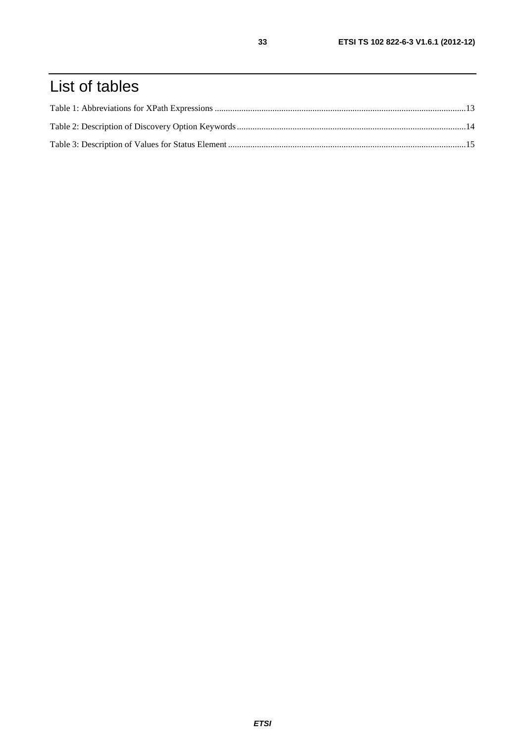# List of tables

Table 1: Abbreviations for XPath Expressions ...........................................................................................................13

Table 2: Description of Discovery Option Keywords.................................................................................................14

Table 3: Description of Values for Status Element ....................................................................................................15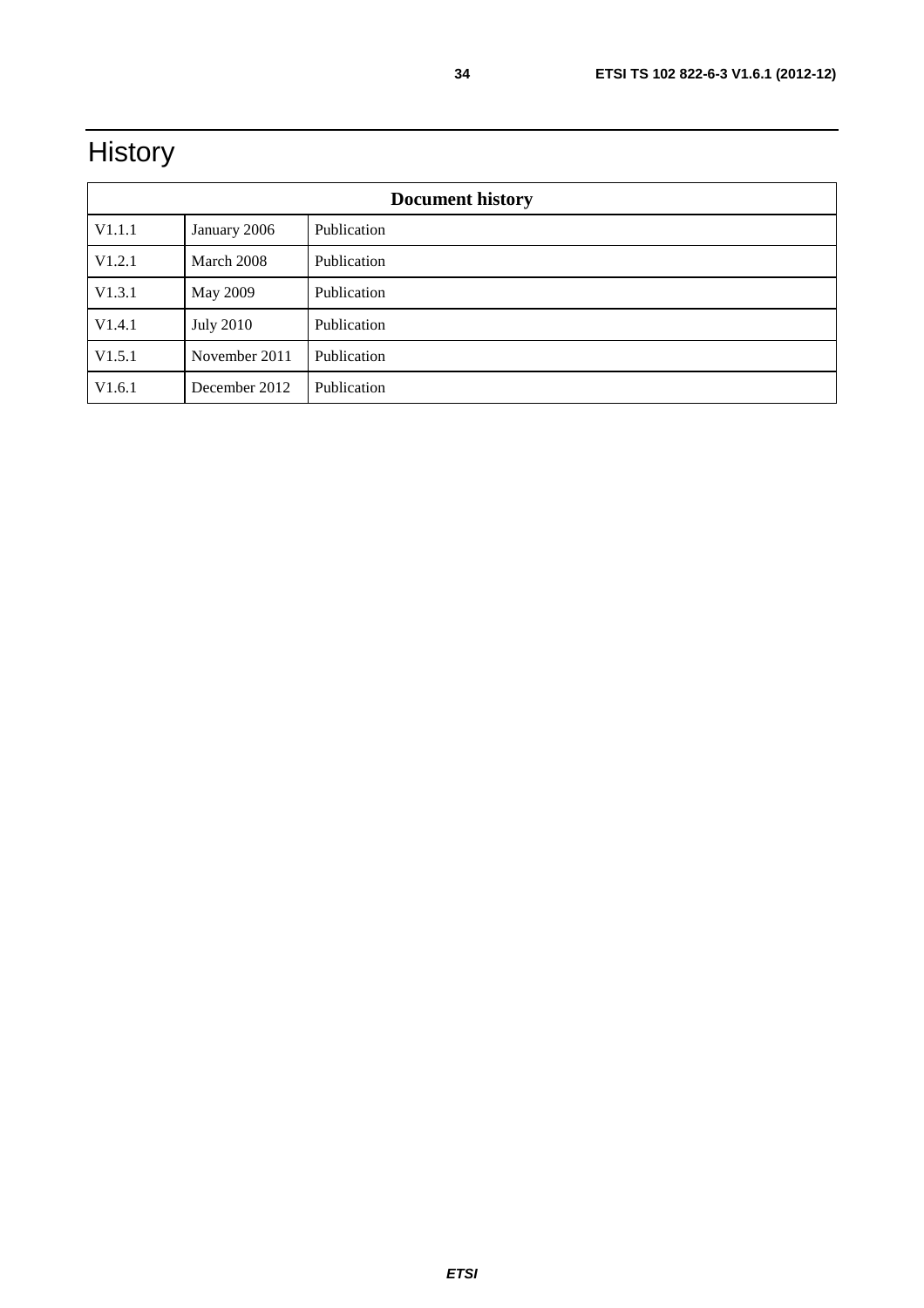# History

| Document history | | |
|---|---|---|
| V1.1.1 | January 2006 | Publication |
| V1.2.1 | March 2008 | Publication |
| V1.3.1 | May 2009 | Publication |
| V1.4.1 | July 2010 | Publication |
| V1.5.1 | November 2011 | Publication |
| V1.6.1 | December 2012 | Publication |